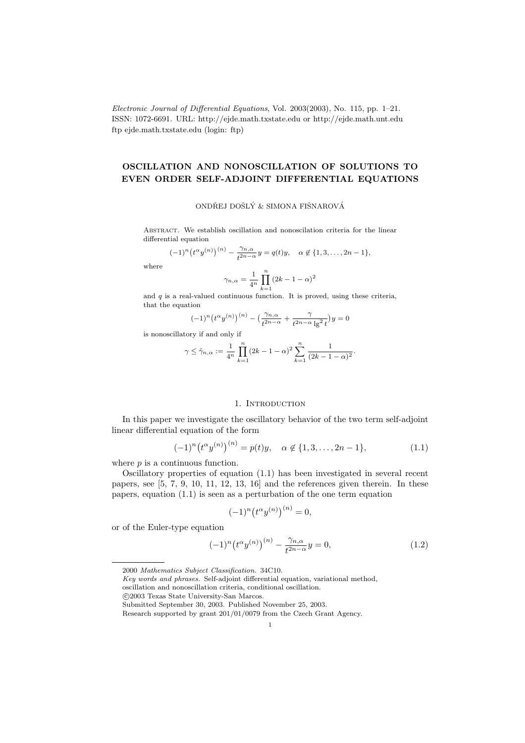*Electronic Journal of Differential Equations*, Vol. 2003(2003), No. 115, pp. 1–21.
ISSN: 1072-6691. URL: http://ejde.math.txstate.edu or http://ejde.math.unt.edu
ftp ejde.math.txstate.edu (login: ftp)

# OSCILLATION AND NONOSCILLATION OF SOLUTIONS TO EVEN ORDER SELF-ADJOINT DIFFERENTIAL EQUATIONS

ONDŘEJ DOŠLÝ & SIMONA FIŠNAROVÁ

Abstract. We establish oscillation and nonoscilation criteria for the linear differential equation

$$(-1)^n\big(t^\alpha y^{(n)}\big)^{(n)} - \frac{\gamma_{n,\alpha}}{t^{2n-\alpha}}y = q(t)y, \quad \alpha \notin \{1,3,\dots,2n-1\},$$

where

$$\gamma_{n,\alpha} = \frac{1}{4^n}\prod_{k=1}^{n}(2k-1-\alpha)^2$$

and $q$ is a real-valued continuous function. It is proved, using these criteria, that the equation

$$(-1)^n\big(t^\alpha y^{(n)}\big)^{(n)} - \Big(\frac{\gamma_{n,\alpha}}{t^{2n-\alpha}} + \frac{\gamma}{t^{2n-\alpha}\lg^2 t}\Big)y = 0$$

is nonoscillatory if and only if

$$\gamma \le \tilde\gamma_{n,\alpha} := \frac{1}{4^n}\prod_{k=1}^{n}(2k-1-\alpha)^2\sum_{k=1}^{n}\frac{1}{(2k-1-\alpha)^2}.$$

## 1. Introduction

In this paper we investigate the oscillatory behavior of the two term self-adjoint linear differential equation of the form

$$(-1)^n\big(t^\alpha y^{(n)}\big)^{(n)} = p(t)y, \quad \alpha \notin \{1,3,\dots,2n-1\}, \tag{1.1}$$

where $p$ is a continuous function.

Oscillatory properties of equation (1.1) has been investigated in several recent papers, see [5, 7, 9, 10, 11, 12, 13, 16] and the references given therein. In these papers, equation (1.1) is seen as a perturbation of the one term equation

$$(-1)^n\big(t^\alpha y^{(n)}\big)^{(n)} = 0,$$

or of the Euler-type equation

$$(-1)^n\big(t^\alpha y^{(n)}\big)^{(n)} - \frac{\gamma_{n,\alpha}}{t^{2n-\alpha}}y = 0, \tag{1.2}$$

---

2000 *Mathematics Subject Classification.* 34C10.
*Key words and phrases.* Self-adjoint differential equation, variational method, oscillation and nonoscillation criteria, conditional oscillation.
©2003 Texas State University-San Marcos.
Submitted September 30, 2003. Published November 25, 2003.
Research supported by grant 201/01/0079 from the Czech Grant Agency.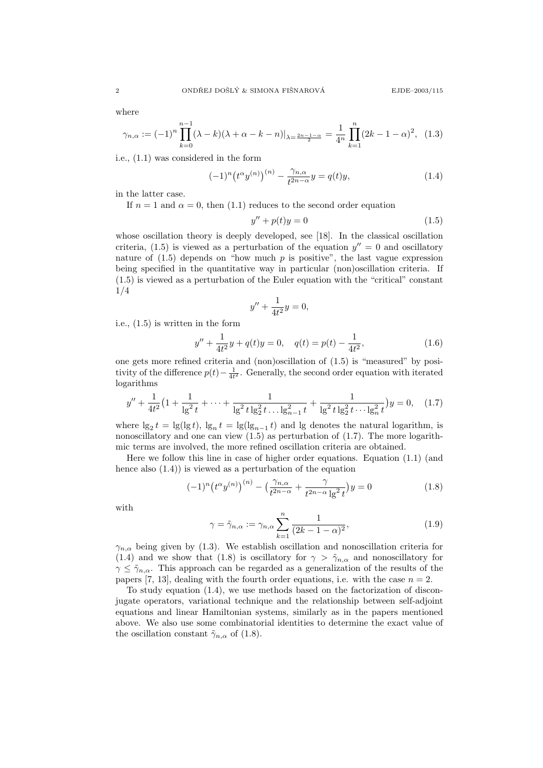where

$$\gamma_{n,\alpha} := (-1)^n \prod_{k=0}^{n-1} (\lambda - k)(\lambda + \alpha - k - n)|_{\lambda = \frac{2n-1-\alpha}{2}} = \frac{1}{4^n} \prod_{k=1}^{n} (2k-1-\alpha)^2, \quad (1.3)$$

i.e., (1.1) was considered in the form

$$(-1)^n \big(t^\alpha y^{(n)}\big)^{(n)} - \frac{\gamma_{n,\alpha}}{t^{2n-\alpha}} y = q(t) y, \quad (1.4)$$

in the latter case.

If $n = 1$ and $\alpha = 0$, then (1.1) reduces to the second order equation

$$y'' + p(t) y = 0 \quad (1.5)$$

whose oscillation theory is deeply developed, see [18]. In the classical oscillation criteria, (1.5) is viewed as a perturbation of the equation $y'' = 0$ and oscillatory nature of (1.5) depends on "how much $p$ is positive", the last vague expression being specified in the quantitative way in particular (non)oscillation criteria. If (1.5) is viewed as a perturbation of the Euler equation with the "critical" constant $1/4$

$$y'' + \frac{1}{4t^2} y = 0,$$

i.e., (1.5) is written in the form

$$y'' + \frac{1}{4t^2} y + q(t) y = 0, \quad q(t) = p(t) - \frac{1}{4t^2}, \quad (1.6)$$

one gets more refined criteria and (non)oscillation of (1.5) is "measured" by positivity of the difference $p(t) - \frac{1}{4t^2}$. Generally, the second order equation with iterated logarithms

$$y'' + \frac{1}{4t^2}\Big(1 + \frac{1}{\lg^2 t} + \dots + \frac{1}{\lg^2 t \lg_2^2 t \dots \lg_{n-1}^2 t} + \frac{1}{\lg^2 t \lg_2^2 t \cdots \lg_n^2 t}\Big) y = 0, \quad (1.7)$$

where $\lg_2 t = \lg(\lg t)$, $\lg_n t = \lg(\lg_{n-1} t)$ and $\lg$ denotes the natural logarithm, is nonoscillatory and one can view (1.5) as perturbation of (1.7). The more logarithmic terms are involved, the more refined oscillation criteria are obtained.

Here we follow this line in case of higher order equations. Equation (1.1) (and hence also (1.4)) is viewed as a perturbation of the equation

$$(-1)^n \big(t^\alpha y^{(n)}\big)^{(n)} - \Big(\frac{\gamma_{n,\alpha}}{t^{2n-\alpha}} + \frac{\gamma}{t^{2n-\alpha} \lg^2 t}\Big) y = 0 \quad (1.8)$$

with

$$\gamma = \tilde{\gamma}_{n,\alpha} := \gamma_{n,\alpha} \sum_{k=1}^{n} \frac{1}{(2k-1-\alpha)^2}, \quad (1.9)$$

$\gamma_{n,\alpha}$ being given by (1.3). We establish oscillation and nonoscillation criteria for (1.4) and we show that (1.8) is oscillatory for $\gamma > \tilde{\gamma}_{n,\alpha}$ and nonoscillatory for $\gamma \le \tilde{\gamma}_{n,\alpha}$. This approach can be regarded as a generalization of the results of the papers [7, 13], dealing with the fourth order equations, i.e. with the case $n = 2$.

To study equation (1.4), we use methods based on the factorization of disconjugate operators, variational technique and the relationship between self-adjoint equations and linear Hamiltonian systems, similarly as in the papers mentioned above. We also use some combinatorial identities to determine the exact value of the oscillation constant $\tilde{\gamma}_{n,\alpha}$ of (1.8).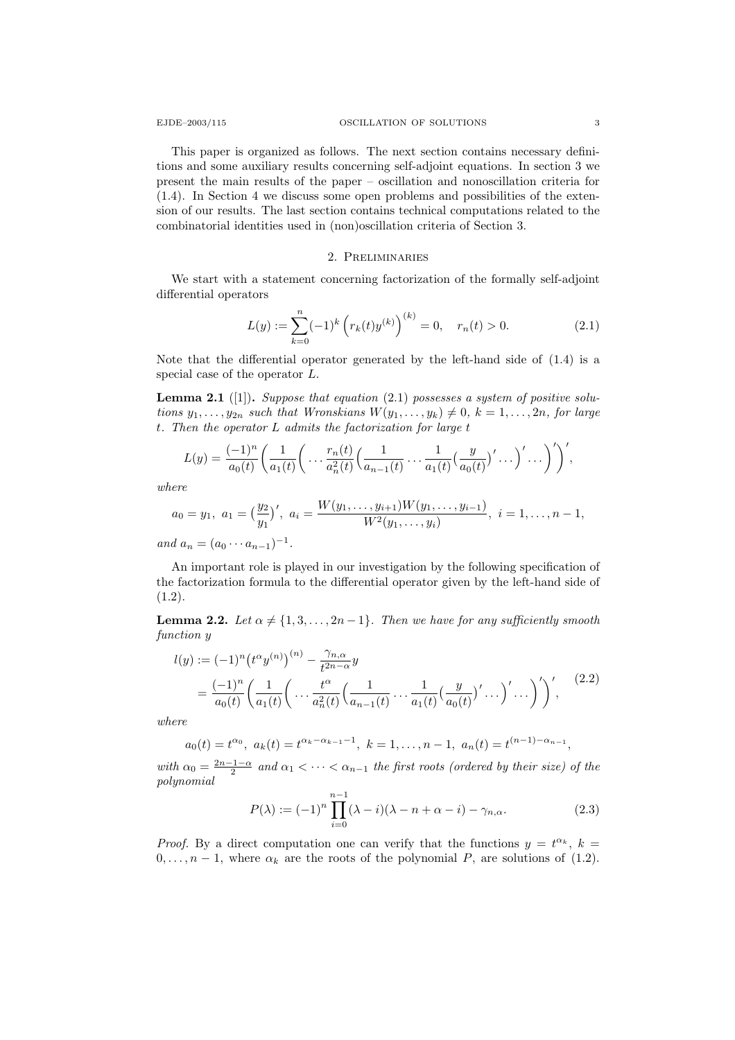This paper is organized as follows. The next section contains necessary definitions and some auxiliary results concerning self-adjoint equations. In section 3 we present the main results of the paper – oscillation and nonoscillation criteria for (1.4). In Section 4 we discuss some open problems and possibilities of the extension of our results. The last section contains technical computations related to the combinatorial identities used in (non)oscillation criteria of Section 3.

## 2. Preliminaries

We start with a statement concerning factorization of the formally self-adjoint differential operators

$$L(y) := \sum_{k=0}^{n} (-1)^k \Big(r_k(t) y^{(k)}\Big)^{(k)} = 0, \quad r_n(t) > 0. \tag{2.1}$$

Note that the differential operator generated by the left-hand side of (1.4) is a special case of the operator $L$.

**Lemma 2.1** ([1])**.** *Suppose that equation* (2.1) *possesses a system of positive solutions $y_1, \dots, y_{2n}$ such that Wronskians $W(y_1, \dots, y_k) \neq 0$, $k = 1, \dots, 2n$, for large $t$. Then the operator $L$ admits the factorization for large $t$*

$$L(y) = \frac{(-1)^n}{a_0(t)} \bigg(\frac{1}{a_1(t)} \bigg( \dots \frac{r_n(t)}{a_n^2(t)} \Big( \frac{1}{a_{n-1}(t)} \dots \frac{1}{a_1(t)} \big(\frac{y}{a_0(t)}\big)' \dots \Big)' \dots \bigg)' \bigg)',$$

*where*

$$a_0 = y_1, \; a_1 = \big(\frac{y_2}{y_1}\big)', \; a_i = \frac{W(y_1, \dots, y_{i+1}) W(y_1, \dots, y_{i-1})}{W^2(y_1, \dots, y_i)}, \; i = 1, \dots, n-1,$$

*and $a_n = (a_0 \cdots a_{n-1})^{-1}$.*

An important role is played in our investigation by the following specification of the factorization formula to the differential operator given by the left-hand side of (1.2).

**Lemma 2.2.** *Let $\alpha \neq \{1, 3, \dots, 2n-1\}$. Then we have for any sufficiently smooth function $y$*

$$\begin{aligned} l(y) &:= (-1)^n \big(t^\alpha y^{(n)}\big)^{(n)} - \frac{\gamma_{n,\alpha}}{t^{2n-\alpha}} y \\ &= \frac{(-1)^n}{a_0(t)} \bigg(\frac{1}{a_1(t)} \bigg( \dots \frac{t^\alpha}{a_n^2(t)} \Big( \frac{1}{a_{n-1}(t)} \dots \frac{1}{a_1(t)} \big(\frac{y}{a_0(t)}\big)' \dots \Big)' \dots \bigg)' \bigg)', \end{aligned} \tag{2.2}$$

*where*

$$a_0(t) = t^{\alpha_0}, \; a_k(t) = t^{\alpha_k - \alpha_{k-1} - 1}, \; k = 1, \dots, n-1, \; a_n(t) = t^{(n-1) - \alpha_{n-1}},$$

*with $\alpha_0 = \frac{2n-1-\alpha}{2}$ and $\alpha_1 < \dots < \alpha_{n-1}$ the first roots (ordered by their size) of the polynomial*

$$P(\lambda) := (-1)^n \prod_{i=0}^{n-1} (\lambda - i)(\lambda - n + \alpha - i) - \gamma_{n,\alpha}. \tag{2.3}$$

*Proof.* By a direct computation one can verify that the functions $y = t^{\alpha_k}$, $k = 0, \dots, n-1$, where $\alpha_k$ are the roots of the polynomial $P$, are solutions of (1.2).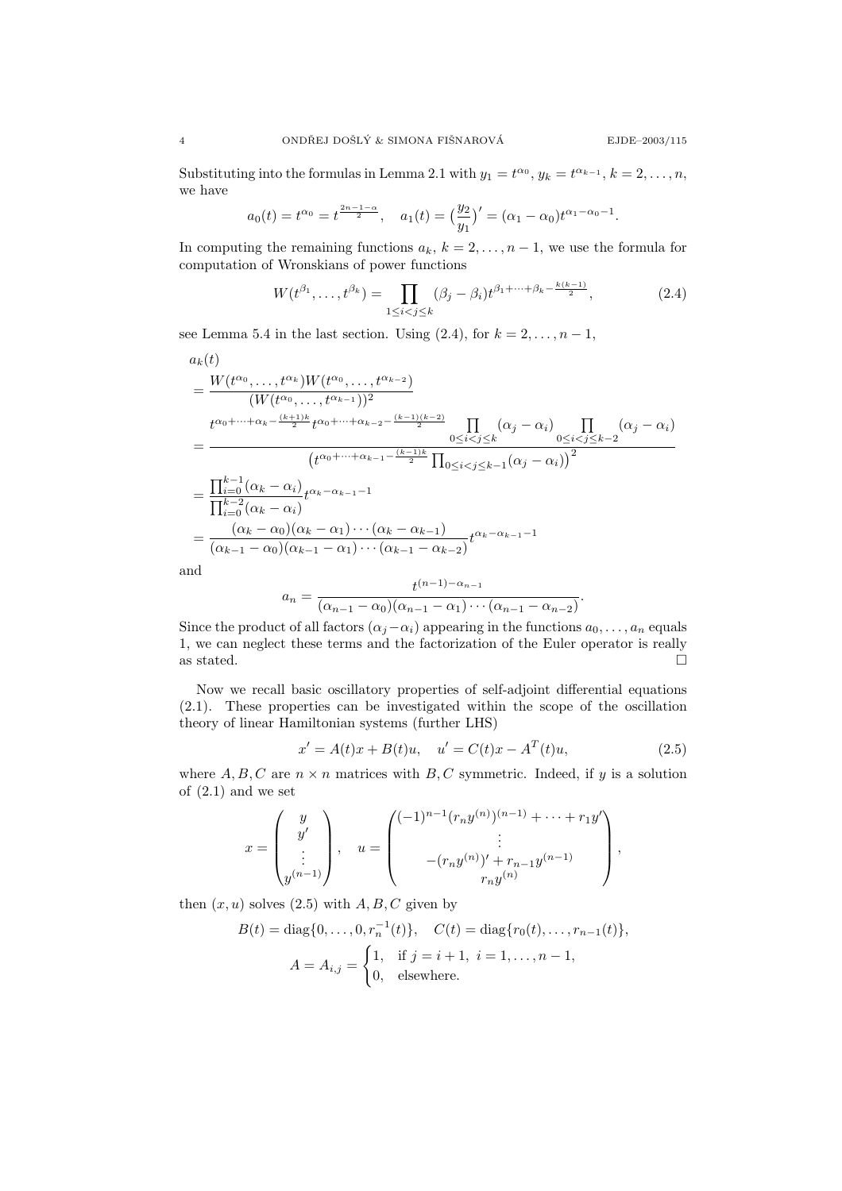Substituting into the formulas in Lemma 2.1 with $y_1 = t^{\alpha_0}$, $y_k = t^{\alpha_{k-1}}$, $k = 2, \dots, n$, we have

$$a_0(t) = t^{\alpha_0} = t^{\frac{2n-1-\alpha}{2}}, \quad a_1(t) = \big(\frac{y_2}{y_1}\big)' = (\alpha_1 - \alpha_0)t^{\alpha_1-\alpha_0-1}.$$

In computing the remaining functions $a_k$, $k = 2, \dots, n-1$, we use the formula for computation of Wronskians of power functions

$$W(t^{\beta_1}, \dots, t^{\beta_k}) = \prod_{1 \le i < j \le k} (\beta_j - \beta_i) t^{\beta_1 + \dots + \beta_k - \frac{k(k-1)}{2}}, \tag{2.4}$$

see Lemma 5.4 in the last section. Using (2.4), for $k = 2, \dots, n-1$,

$$\begin{aligned}
&a_k(t)\\
&= \frac{W(t^{\alpha_0}, \dots, t^{\alpha_k}) W(t^{\alpha_0}, \dots, t^{\alpha_{k-2}})}{(W(t^{\alpha_0}, \dots, t^{\alpha_{k-1}}))^2}\\
&= \frac{t^{\alpha_0+\dots+\alpha_k - \frac{(k+1)k}{2}} t^{\alpha_0+\dots+\alpha_{k-2} - \frac{(k-1)(k-2)}{2}} \prod_{0 \le i < j \le k} (\alpha_j - \alpha_i) \prod_{0 \le i < j \le k-2} (\alpha_j - \alpha_i)}{\big(t^{\alpha_0+\dots+\alpha_{k-1} - \frac{(k-1)k}{2}} \prod_{0 \le i < j \le k-1} (\alpha_j - \alpha_i)\big)^2}\\
&= \frac{\prod_{i=0}^{k-1} (\alpha_k - \alpha_i)}{\prod_{i=0}^{k-2} (\alpha_k - \alpha_i)} t^{\alpha_k - \alpha_{k-1} - 1}\\
&= \frac{(\alpha_k - \alpha_0)(\alpha_k - \alpha_1) \cdots (\alpha_k - \alpha_{k-1})}{(\alpha_{k-1} - \alpha_0)(\alpha_{k-1} - \alpha_1) \cdots (\alpha_{k-1} - \alpha_{k-2})} t^{\alpha_k - \alpha_{k-1} - 1}
\end{aligned}$$

and

$$a_n = \frac{t^{(n-1)-\alpha_{n-1}}}{(\alpha_{n-1} - \alpha_0)(\alpha_{n-1} - \alpha_1) \cdots (\alpha_{n-1} - \alpha_{n-2})}.$$

Since the product of all factors $(\alpha_j - \alpha_i)$ appearing in the functions $a_0, \dots, a_n$ equals 1, we can neglect these terms and the factorization of the Euler operator is really as stated. $\square$

Now we recall basic oscillatory properties of self-adjoint differential equations (2.1). These properties can be investigated within the scope of the oscillation theory of linear Hamiltonian systems (further LHS)

$$x' = A(t)x + B(t)u, \quad u' = C(t)x - A^T(t)u, \tag{2.5}$$

where $A, B, C$ are $n \times n$ matrices with $B, C$ symmetric. Indeed, if $y$ is a solution of (2.1) and we set

$$x = \begin{pmatrix} y \\ y' \\ \vdots \\ y^{(n-1)} \end{pmatrix}, \quad u = \begin{pmatrix} (-1)^{n-1}(r_n y^{(n)})^{(n-1)} + \dots + r_1 y' \\ \vdots \\ -(r_n y^{(n)})' + r_{n-1} y^{(n-1)} \\ r_n y^{(n)} \end{pmatrix},$$

then $(x, u)$ solves (2.5) with $A, B, C$ given by

$$B(t) = \operatorname{diag}\{0, \dots, 0, r_n^{-1}(t)\}, \quad C(t) = \operatorname{diag}\{r_0(t), \dots, r_{n-1}(t)\},$$

$$A = A_{i,j} = \begin{cases} 1, & \text{if } j = i+1,\ i = 1, \dots, n-1, \\ 0, & \text{elsewhere.} \end{cases}$$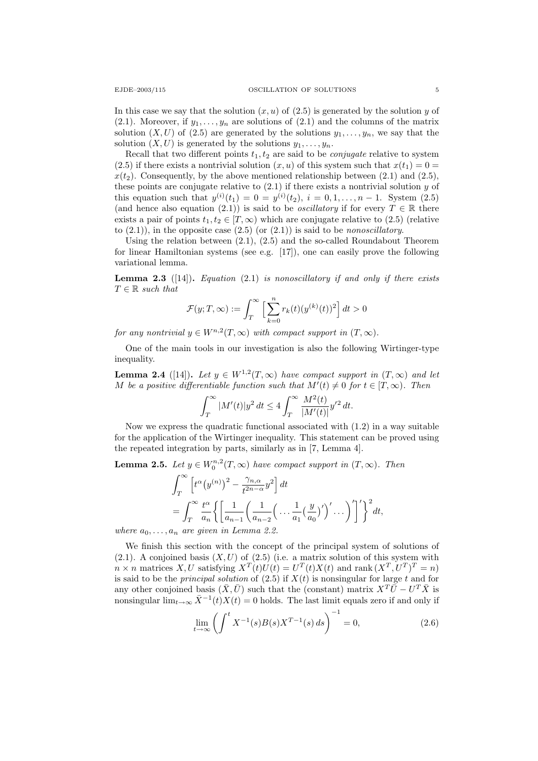In this case we say that the solution $(x, u)$ of (2.5) is generated by the solution $y$ of (2.1). Moreover, if $y_1, \dots, y_n$ are solutions of (2.1) and the columns of the matrix solution $(X, U)$ of (2.5) are generated by the solutions $y_1, \dots, y_n$, we say that the solution $(X, U)$ is generated by the solutions $y_1, \dots, y_n$.

Recall that two different points $t_1, t_2$ are said to be *conjugate* relative to system (2.5) if there exists a nontrivial solution $(x, u)$ of this system such that $x(t_1) = 0 = x(t_2)$. Consequently, by the above mentioned relationship between (2.1) and (2.5), these points are conjugate relative to (2.1) if there exists a nontrivial solution $y$ of this equation such that $y^{(i)}(t_1) = 0 = y^{(i)}(t_2)$, $i = 0, 1, \dots, n-1$. System (2.5) (and hence also equation (2.1)) is said to be *oscillatory* if for every $T \in \mathbb{R}$ there exists a pair of points $t_1, t_2 \in [T, \infty)$ which are conjugate relative to (2.5) (relative to (2.1)), in the opposite case (2.5) (or (2.1)) is said to be *nonoscillatory*.

Using the relation between (2.1), (2.5) and the so-called Roundabout Theorem for linear Hamiltonian systems (see e.g. [17]), one can easily prove the following variational lemma.

**Lemma 2.3** ([14]). *Equation* (2.1) *is nonoscillatory if and only if there exists* $T \in \mathbb{R}$ *such that*

$$\mathcal{F}(y; T, \infty) := \int_T^\infty \Big[ \sum_{k=0}^n r_k(t)(y^{(k)}(t))^2 \Big] \, dt > 0$$

*for any nontrivial* $y \in W^{n,2}(T, \infty)$ *with compact support in* $(T, \infty)$.

One of the main tools in our investigation is also the following Wirtinger-type inequality.

**Lemma 2.4** ([14]). *Let* $y \in W^{1,2}(T, \infty)$ *have compact support in* $(T, \infty)$ *and let* $M$ *be a positive differentiable function such that* $M'(t) \neq 0$ *for* $t \in [T, \infty)$. *Then*

$$\int_T^\infty |M'(t)| y^2 \, dt \le 4 \int_T^\infty \frac{M^2(t)}{|M'(t)|} y'^2 \, dt.$$

Now we express the quadratic functional associated with (1.2) in a way suitable for the application of the Wirtinger inequality. This statement can be proved using the repeated integration by parts, similarly as in [7, Lemma 4].

**Lemma 2.5.** *Let* $y \in W_0^{n,2}(T, \infty)$ *have compact support in* $(T, \infty)$. *Then*

$$\begin{aligned} &\int_T^\infty \Big[ t^\alpha \big(y^{(n)}\big)^2 - \frac{\gamma_{n,\alpha}}{t^{2n-\alpha}} y^2 \Big] \, dt \\ &= \int_T^\infty \frac{t^\alpha}{a_n} \Big\{ \Big[ \frac{1}{a_{n-1}} \Big( \frac{1}{a_{n-2}} \Big( \dots \frac{1}{a_1} \big( \frac{y}{a_0} \big)' \Big)' \dots \Big)' \Big]' \Big\}^2 dt, \end{aligned}$$

*where* $a_0, \dots, a_n$ *are given in Lemma 2.2.*

We finish this section with the concept of the principal system of solutions of (2.1). A conjoined basis $(X, U)$ of (2.5) (i.e. a matrix solution of this system with $n \times n$ matrices $X, U$ satisfying $X^T(t)U(t) = U^T(t)X(t)$ and $\operatorname{rank}(X^T, U^T)^T = n$) is said to be the *principal solution* of (2.5) if $X(t)$ is nonsingular for large $t$ and for any other conjoined basis $(\bar{X}, \bar{U})$ such that the (constant) matrix $X^T \bar{U} - U^T \bar{X}$ is nonsingular $\lim_{t \to \infty} \bar{X}^{-1}(t) X(t) = 0$ holds. The last limit equals zero if and only if

$$\lim_{t \to \infty} \Big( \int^t X^{-1}(s) B(s) X^{T-1}(s) \, ds \Big)^{-1} = 0, \tag{2.6}$$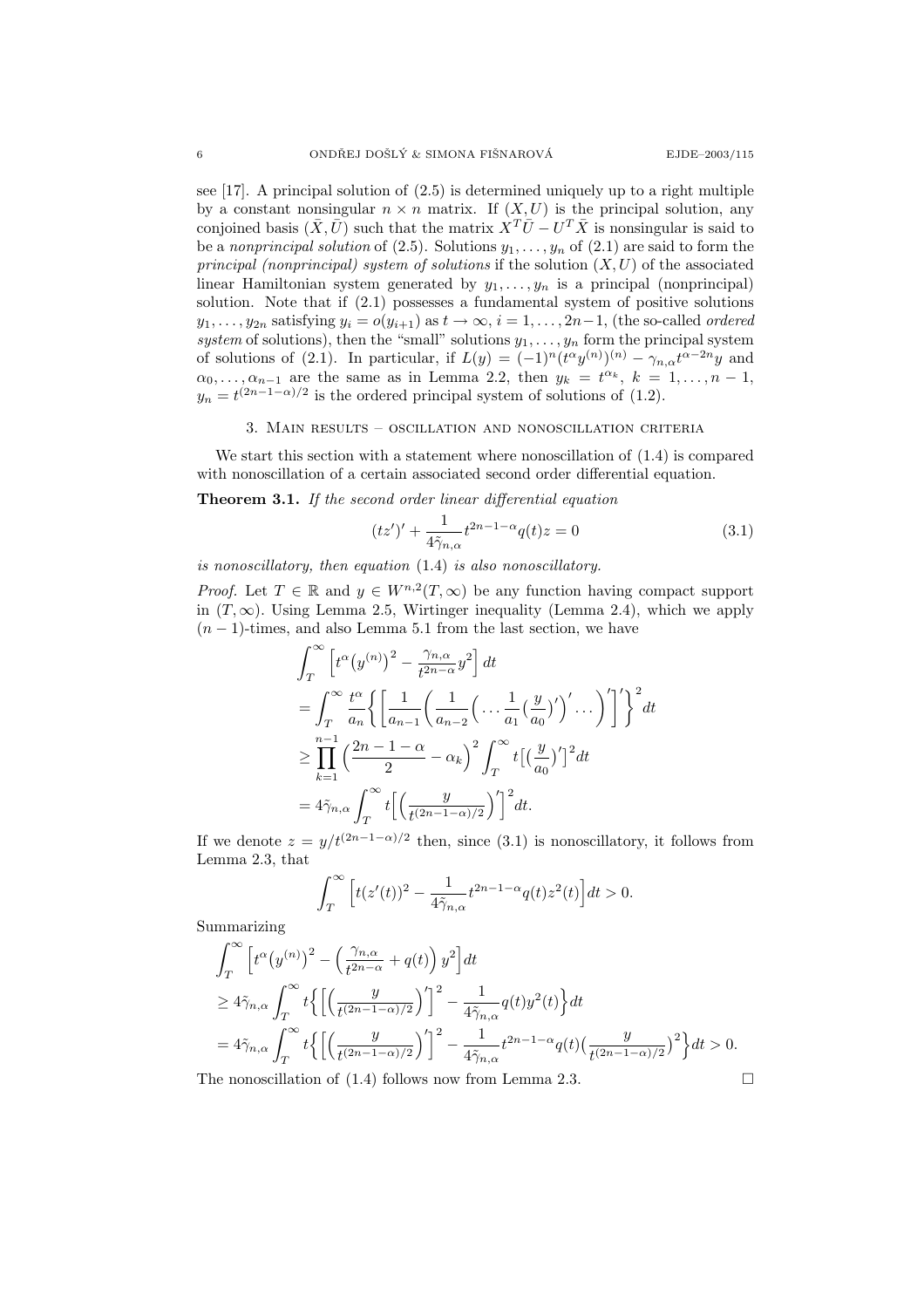see [17]. A principal solution of (2.5) is determined uniquely up to a right multiple by a constant nonsingular $n \times n$ matrix. If $(X, U)$ is the principal solution, any conjoined basis $(\bar{X}, \bar{U})$ such that the matrix $X^T \bar{U} - U^T \bar{X}$ is nonsingular is said to be a *nonprincipal solution* of (2.5). Solutions $y_1, \dots, y_n$ of (2.1) are said to form the *principal (nonprincipal) system of solutions* if the solution $(X, U)$ of the associated linear Hamiltonian system generated by $y_1, \dots, y_n$ is a principal (nonprincipal) solution. Note that if (2.1) possesses a fundamental system of positive solutions $y_1, \dots, y_{2n}$ satisfying $y_i = o(y_{i+1})$ as $t \to \infty$, $i = 1, \dots, 2n-1$, (the so-called *ordered system* of solutions), then the "small" solutions $y_1, \dots, y_n$ form the principal system of solutions of (2.1). In particular, if $L(y) = (-1)^n (t^\alpha y^{(n)})^{(n)} - \gamma_{n,\alpha} t^{\alpha - 2n} y$ and $\alpha_0, \dots, \alpha_{n-1}$ are the same as in Lemma 2.2, then $y_k = t^{\alpha_k}$, $k = 1, \dots, n-1$, $y_n = t^{(2n-1-\alpha)/2}$ is the ordered principal system of solutions of (1.2).

## 3. Main results – oscillation and nonoscillation criteria

We start this section with a statement where nonoscillation of (1.4) is compared with nonoscillation of a certain associated second order differential equation.

**Theorem 3.1.** *If the second order linear differential equation*

$$(tz')' + \frac{1}{4\tilde{\gamma}_{n,\alpha}} t^{2n-1-\alpha} q(t) z = 0 \tag{3.1}$$

*is nonoscillatory, then equation* (1.4) *is also nonoscillatory.*

*Proof.* Let $T \in \mathbb{R}$ and $y \in W^{n,2}(T, \infty)$ be any function having compact support in $(T, \infty)$. Using Lemma 2.5, Wirtinger inequality (Lemma 2.4), which we apply $(n-1)$-times, and also Lemma 5.1 from the last section, we have

$$\begin{aligned}
&\int_T^\infty \Big[ t^\alpha \big(y^{(n)}\big)^2 - \frac{\gamma_{n,\alpha}}{t^{2n-\alpha}} y^2 \Big] dt \\
&= \int_T^\infty \frac{t^\alpha}{a_n} \Big\{ \Big[ \frac{1}{a_{n-1}} \Big( \frac{1}{a_{n-2}} \Big( \dots \frac{1}{a_1} \big( \frac{y}{a_0} \big)' \Big)' \dots \Big) \Big]' \Big\}^2 dt \\
&\geq \prod_{k=1}^{n-1} \Big( \frac{2n-1-\alpha}{2} - \alpha_k \Big)^2 \int_T^\infty t \big[ \big( \frac{y}{a_0} \big)' \big]^2 dt \\
&= 4\tilde{\gamma}_{n,\alpha} \int_T^\infty t \Big[ \Big( \frac{y}{t^{(2n-1-\alpha)/2}} \Big)' \Big]^2 dt.
\end{aligned}$$

If we denote $z = y / t^{(2n-1-\alpha)/2}$ then, since (3.1) is nonoscillatory, it follows from Lemma 2.3, that

$$\int_T^\infty \Big[ t(z'(t))^2 - \frac{1}{4\tilde{\gamma}_{n,\alpha}} t^{2n-1-\alpha} q(t) z^2(t) \Big] dt > 0.$$

Summarizing

$$\begin{aligned}
&\int_T^\infty \Big[ t^\alpha \big(y^{(n)}\big)^2 - \Big( \frac{\gamma_{n,\alpha}}{t^{2n-\alpha}} + q(t) \Big) y^2 \Big] dt \\
&\geq 4\tilde{\gamma}_{n,\alpha} \int_T^\infty t \Big\{ \Big[ \Big( \frac{y}{t^{(2n-1-\alpha)/2}} \Big)' \Big]^2 - \frac{1}{4\tilde{\gamma}_{n,\alpha}} q(t) y^2(t) \Big\} dt \\
&= 4\tilde{\gamma}_{n,\alpha} \int_T^\infty t \Big\{ \Big[ \Big( \frac{y}{t^{(2n-1-\alpha)/2}} \Big)' \Big]^2 - \frac{1}{4\tilde{\gamma}_{n,\alpha}} t^{2n-1-\alpha} q(t) \big( \frac{y}{t^{(2n-1-\alpha)/2}} \big)^2 \Big\} dt > 0.
\end{aligned}$$

The nonoscillation of (1.4) follows now from Lemma 2.3. $\square$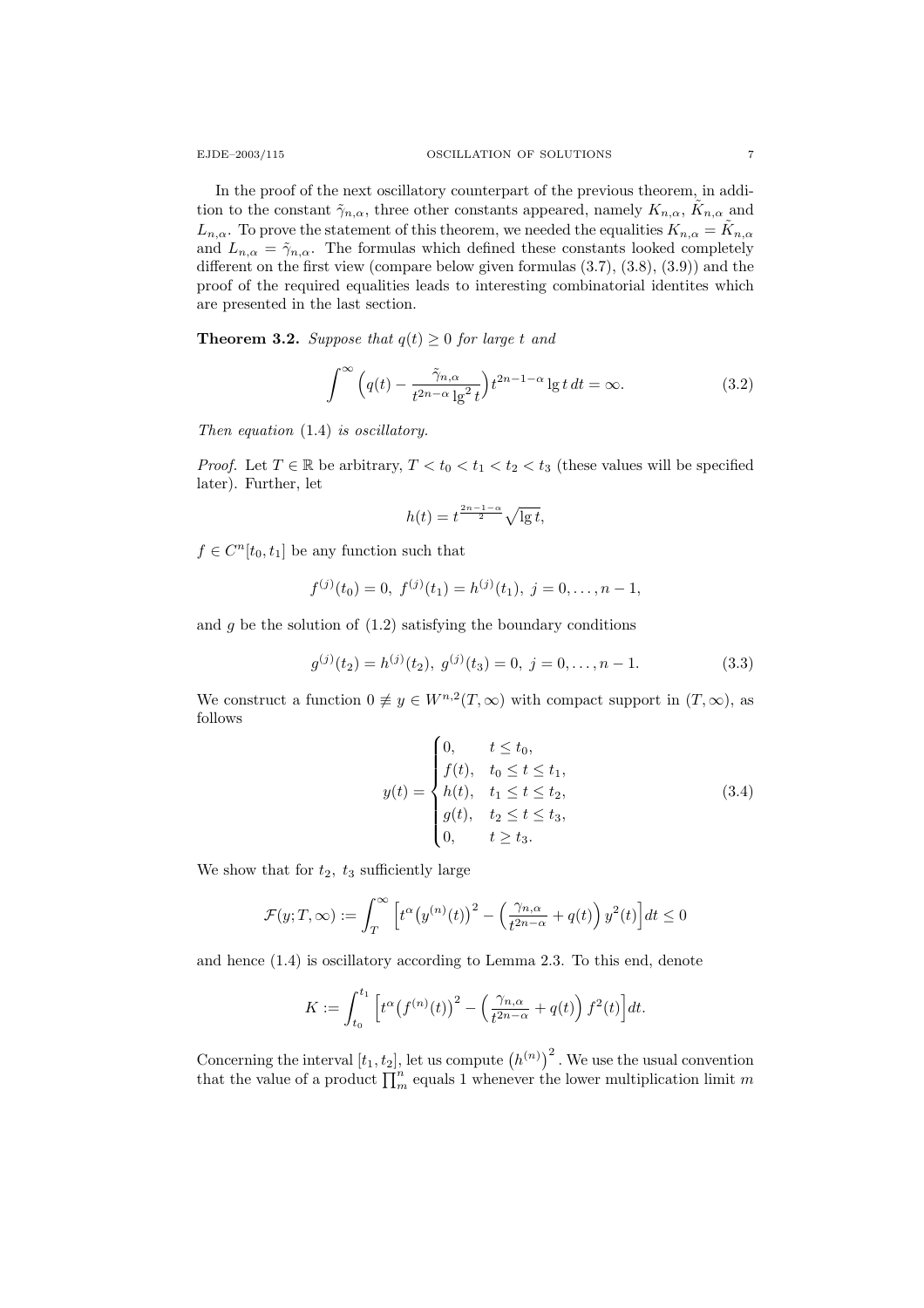In the proof of the next oscillatory counterpart of the previous theorem, in addition to the constant $\tilde{\gamma}_{n,\alpha}$, three other constants appeared, namely $K_{n,\alpha}$, $\tilde{K}_{n,\alpha}$ and $L_{n,\alpha}$. To prove the statement of this theorem, we needed the equalities $K_{n,\alpha} = \tilde{K}_{n,\alpha}$ and $L_{n,\alpha} = \tilde{\gamma}_{n,\alpha}$. The formulas which defined these constants looked completely different on the first view (compare below given formulas (3.7), (3.8), (3.9)) and the proof of the required equalities leads to interesting combinatorial identites which are presented in the last section.

**Theorem 3.2.** *Suppose that $q(t) \geq 0$ for large $t$ and*

$$\int^{\infty} \Big( q(t) - \frac{\tilde{\gamma}_{n,\alpha}}{t^{2n-\alpha} \lg^2 t} \Big) t^{2n-1-\alpha} \lg t \, dt = \infty. \tag{3.2}$$

*Then equation* (1.4) *is oscillatory.*

*Proof.* Let $T \in \mathbb{R}$ be arbitrary, $T < t_0 < t_1 < t_2 < t_3$ (these values will be specified later). Further, let

$$h(t) = t^{\frac{2n-1-\alpha}{2}} \sqrt{\lg t},$$

$f \in C^n[t_0, t_1]$ be any function such that

$$f^{(j)}(t_0) = 0, \; f^{(j)}(t_1) = h^{(j)}(t_1), \; j = 0, \dots, n-1,$$

and $g$ be the solution of (1.2) satisfying the boundary conditions

$$g^{(j)}(t_2) = h^{(j)}(t_2), \; g^{(j)}(t_3) = 0, \; j = 0, \dots, n-1. \tag{3.3}$$

We construct a function $0 \not\equiv y \in W^{n,2}(T, \infty)$ with compact support in $(T, \infty)$, as follows

$$y(t) = \begin{cases} 0, & t \leq t_0, \\ f(t), & t_0 \leq t \leq t_1, \\ h(t), & t_1 \leq t \leq t_2, \\ g(t), & t_2 \leq t \leq t_3, \\ 0, & t \geq t_3. \end{cases} \tag{3.4}$$

We show that for $t_2$, $t_3$ sufficiently large

$$\mathcal{F}(y; T, \infty) := \int_T^{\infty} \Big[ t^{\alpha} \big( y^{(n)}(t) \big)^2 - \Big( \frac{\gamma_{n,\alpha}}{t^{2n-\alpha}} + q(t) \Big) y^2(t) \Big] dt \leq 0$$

and hence (1.4) is oscillatory according to Lemma 2.3. To this end, denote

$$K := \int_{t_0}^{t_1} \Big[ t^{\alpha} \big( f^{(n)}(t) \big)^2 - \Big( \frac{\gamma_{n,\alpha}}{t^{2n-\alpha}} + q(t) \Big) f^2(t) \Big] dt.$$

Concerning the interval $[t_1, t_2]$, let us compute $\big(h^{(n)}\big)^2$. We use the usual convention that the value of a product $\prod_m^n$ equals 1 whenever the lower multiplication limit $m$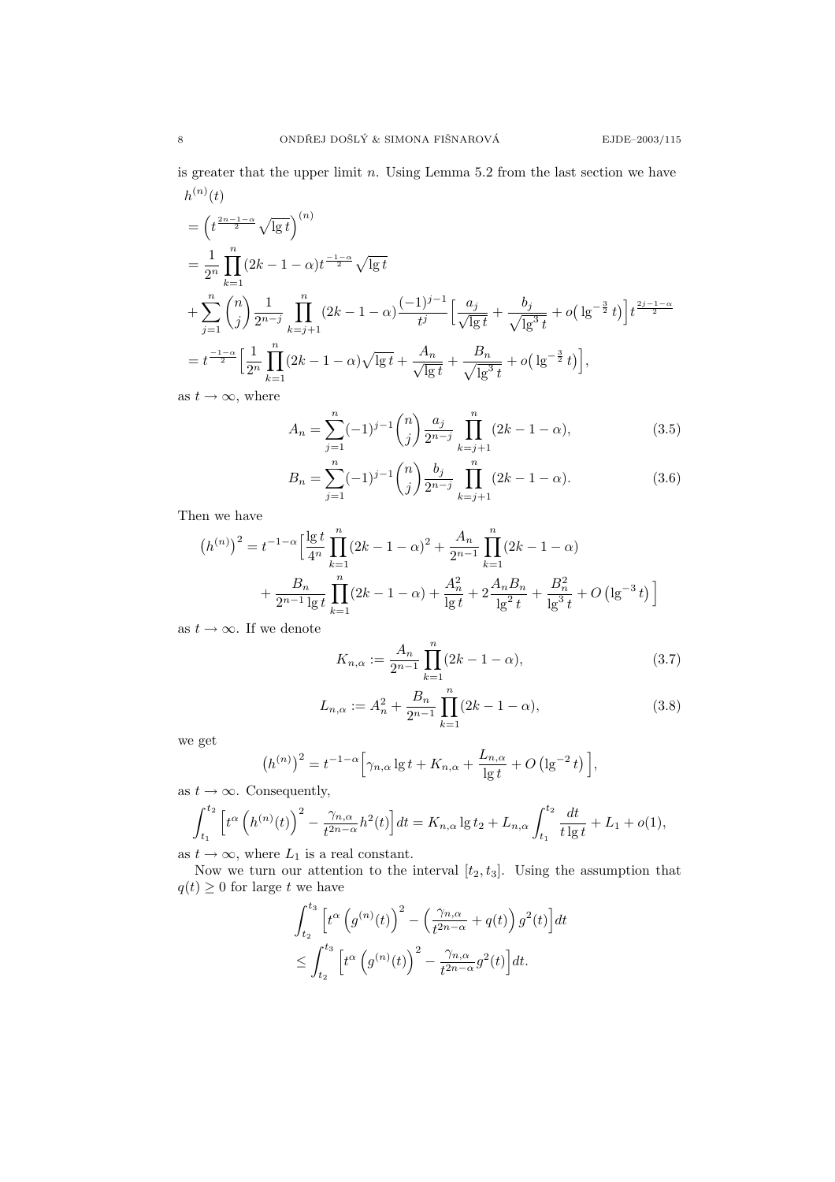is greater that the upper limit $n$. Using Lemma 5.2 from the last section we have

$$
\begin{aligned}
&h^{(n)}(t) \\
&= \left(t^{\frac{2n-1-\alpha}{2}}\sqrt{\lg t}\right)^{(n)} \\
&= \frac{1}{2^n}\prod_{k=1}^{n}(2k-1-\alpha)t^{\frac{-1-\alpha}{2}}\sqrt{\lg t} \\
&+ \sum_{j=1}^{n}\binom{n}{j}\frac{1}{2^{n-j}}\prod_{k=j+1}^{n}(2k-1-\alpha)\frac{(-1)^{j-1}}{t^j}\Big[\frac{a_j}{\sqrt{\lg t}}+\frac{b_j}{\sqrt{\lg^3 t}}+o\big(\lg^{-\frac{3}{2}}t\big)\Big]t^{\frac{2j-1-\alpha}{2}} \\
&= t^{\frac{-1-\alpha}{2}}\Big[\frac{1}{2^n}\prod_{k=1}^{n}(2k-1-\alpha)\sqrt{\lg t}+\frac{A_n}{\sqrt{\lg t}}+\frac{B_n}{\sqrt{\lg^3 t}}+o\big(\lg^{-\frac{3}{2}}t\big)\Big],
\end{aligned}
$$

as $t\to\infty$, where

$$
A_n=\sum_{j=1}^{n}(-1)^{j-1}\binom{n}{j}\frac{a_j}{2^{n-j}}\prod_{k=j+1}^{n}(2k-1-\alpha), \tag{3.5}
$$

$$
B_n=\sum_{j=1}^{n}(-1)^{j-1}\binom{n}{j}\frac{b_j}{2^{n-j}}\prod_{k=j+1}^{n}(2k-1-\alpha). \tag{3.6}
$$

Then we have

$$
\begin{aligned}
\big(h^{(n)}\big)^2 = t^{-1-\alpha}\Big[&\frac{\lg t}{4^n}\prod_{k=1}^{n}(2k-1-\alpha)^2+\frac{A_n}{2^{n-1}}\prod_{k=1}^{n}(2k-1-\alpha) \\
&+\frac{B_n}{2^{n-1}\lg t}\prod_{k=1}^{n}(2k-1-\alpha)+\frac{A_n^2}{\lg t}+2\frac{A_nB_n}{\lg^2 t}+\frac{B_n^2}{\lg^3 t}+O\left(\lg^{-3}t\right)\Big]
\end{aligned}
$$

as $t\to\infty$. If we denote

$$
K_{n,\alpha}:=\frac{A_n}{2^{n-1}}\prod_{k=1}^{n}(2k-1-\alpha), \tag{3.7}
$$

$$
L_{n,\alpha}:=A_n^2+\frac{B_n}{2^{n-1}}\prod_{k=1}^{n}(2k-1-\alpha), \tag{3.8}
$$

we get

$$
\big(h^{(n)}\big)^2=t^{-1-\alpha}\Big[\gamma_{n,\alpha}\lg t+K_{n,\alpha}+\frac{L_{n,\alpha}}{\lg t}+O\left(\lg^{-2}t\right)\Big],
$$

as $t\to\infty$. Consequently,

$$
\int_{t_1}^{t_2}\Big[t^{\alpha}\left(h^{(n)}(t)\right)^2-\frac{\gamma_{n,\alpha}}{t^{2n-\alpha}}h^2(t)\Big]dt=K_{n,\alpha}\lg t_2+L_{n,\alpha}\int_{t_1}^{t_2}\frac{dt}{t\lg t}+L_1+o(1),
$$

as $t\to\infty$, where $L_1$ is a real constant.

Now we turn our attention to the interval $[t_2,t_3]$. Using the assumption that $q(t)\geq 0$ for large $t$ we have

$$
\begin{aligned}
&\int_{t_2}^{t_3}\Big[t^{\alpha}\left(g^{(n)}(t)\right)^2-\Big(\frac{\gamma_{n,\alpha}}{t^{2n-\alpha}}+q(t)\Big)g^2(t)\Big]dt \\
&\leq \int_{t_2}^{t_3}\Big[t^{\alpha}\left(g^{(n)}(t)\right)^2-\frac{\gamma_{n,\alpha}}{t^{2n-\alpha}}g^2(t)\Big]dt.
\end{aligned}
$$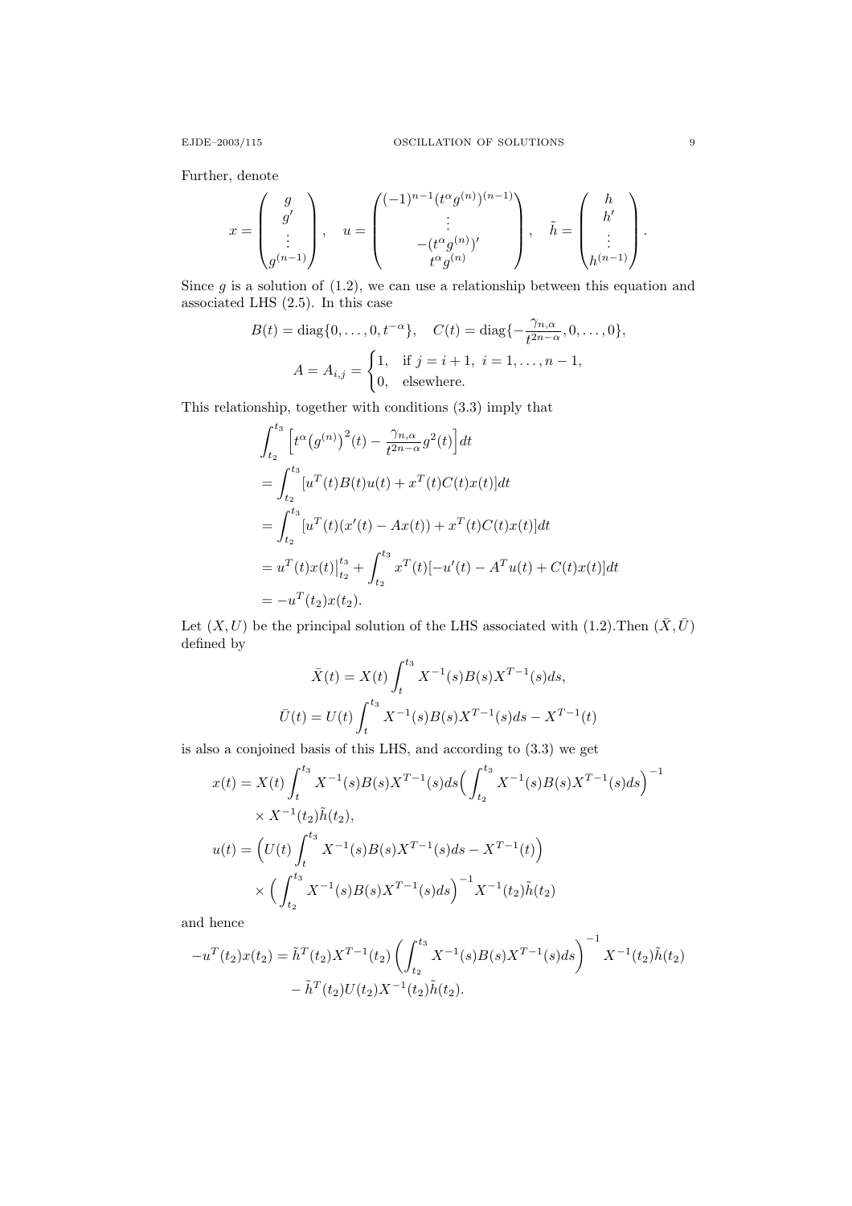Further, denote

$$x = \begin{pmatrix} g \\ g' \\ \vdots \\ g^{(n-1)} \end{pmatrix}, \quad u = \begin{pmatrix} (-1)^{n-1}(t^\alpha g^{(n)})^{(n-1)} \\ \vdots \\ -(t^\alpha g^{(n)})' \\ t^\alpha g^{(n)} \end{pmatrix}, \quad \tilde{h} = \begin{pmatrix} h \\ h' \\ \vdots \\ h^{(n-1)} \end{pmatrix}.$$

Since $g$ is a solution of (1.2), we can use a relationship between this equation and associated LHS (2.5). In this case

$$B(t) = \operatorname{diag}\{0, \dots, 0, t^{-\alpha}\}, \quad C(t) = \operatorname{diag}\{-\frac{\gamma_{n,\alpha}}{t^{2n-\alpha}}, 0, \dots, 0\},$$

$$A = A_{i,j} = \begin{cases} 1, & \text{if } j = i+1, \ i = 1, \dots, n-1, \\ 0, & \text{elsewhere.} \end{cases}$$

This relationship, together with conditions (3.3) imply that

$$\begin{aligned}
&\int_{t_2}^{t_3} \Big[ t^\alpha \big(g^{(n)}\big)^2(t) - \frac{\gamma_{n,\alpha}}{t^{2n-\alpha}} g^2(t) \Big] dt \\
&= \int_{t_2}^{t_3} [u^T(t)B(t)u(t) + x^T(t)C(t)x(t)] dt \\
&= \int_{t_2}^{t_3} [u^T(t)(x'(t) - Ax(t)) + x^T(t)C(t)x(t)] dt \\
&= u^T(t)x(t)\big|_{t_2}^{t_3} + \int_{t_2}^{t_3} x^T(t)[-u'(t) - A^T u(t) + C(t)x(t)] dt \\
&= -u^T(t_2)x(t_2).
\end{aligned}$$

Let $(X, U)$ be the principal solution of the LHS associated with (1.2).Then $(\bar{X}, \bar{U})$ defined by

$$\bar{X}(t) = X(t) \int_t^{t_3} X^{-1}(s)B(s)X^{T-1}(s) ds,$$

$$\bar{U}(t) = U(t) \int_t^{t_3} X^{-1}(s)B(s)X^{T-1}(s) ds - X^{T-1}(t)$$

is also a conjoined basis of this LHS, and according to (3.3) we get

$$\begin{aligned}
x(t) &= X(t) \int_t^{t_3} X^{-1}(s)B(s)X^{T-1}(s) ds \Big( \int_{t_2}^{t_3} X^{-1}(s)B(s)X^{T-1}(s) ds \Big)^{-1} \\
&\quad \times X^{-1}(t_2)\tilde{h}(t_2), \\
u(t) &= \Big( U(t) \int_t^{t_3} X^{-1}(s)B(s)X^{T-1}(s) ds - X^{T-1}(t) \Big) \\
&\quad \times \Big( \int_{t_2}^{t_3} X^{-1}(s)B(s)X^{T-1}(s) ds \Big)^{-1} X^{-1}(t_2)\tilde{h}(t_2)
\end{aligned}$$

and hence

$$\begin{aligned}
-u^T(t_2)x(t_2) &= \tilde{h}^T(t_2)X^{T-1}(t_2) \left( \int_{t_2}^{t_3} X^{-1}(s)B(s)X^{T-1}(s) ds \right)^{-1} X^{-1}(t_2)\tilde{h}(t_2) \\
&\quad - \tilde{h}^T(t_2)U(t_2)X^{-1}(t_2)\tilde{h}(t_2).
\end{aligned}$$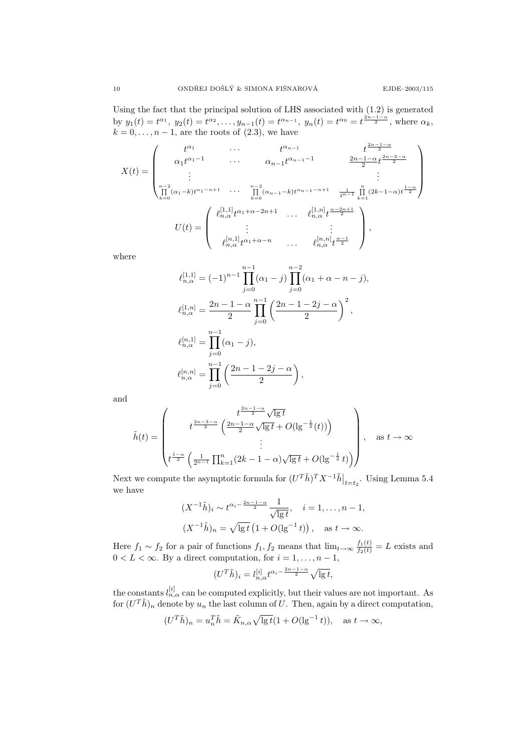Using the fact that the principal solution of LHS associated with (1.2) is generated by $y_1(t) = t^{\alpha_1},\ y_2(t) = t^{\alpha_2}, \dots, y_{n-1}(t) = t^{\alpha_{n-1}},\ y_n(t) = t^{\alpha_0} = t^{\frac{2n-1-\alpha}{2}}$, where $\alpha_k$, $k = 0, \dots, n-1$, are the roots of (2.3), we have

$$
X(t) = \begin{pmatrix} t^{\alpha_1} & \cdots & t^{\alpha_{n-1}} & t^{\frac{2n-1-\alpha}{2}} \\ \alpha_1 t^{\alpha_1 - 1} & \cdots & \alpha_{n-1} t^{\alpha_{n-1}-1} & \frac{2n-1-\alpha}{2} t^{\frac{2n-3-\alpha}{2}} \\ \vdots & & & \vdots \\ \prod_{k=0}^{n-2}(\alpha_1 - k) t^{\alpha_1 - n+1} & \cdots & \prod_{k=0}^{n-2}(\alpha_{n-1}-k) t^{\alpha_{n-1}-n+1} & \frac{1}{2^{n-1}} \prod_{k=1}^{n}(2k-1-\alpha) t^{\frac{1-\alpha}{2}} \end{pmatrix}
$$

$$
U(t) = \begin{pmatrix} \ell_{n,\alpha}^{[1,1]} t^{\alpha_1 + \alpha - 2n+1} & \dots & \ell_{n,\alpha}^{[1,n]} t^{\frac{\alpha-2n+1}{2}} \\ \vdots & & \vdots \\ \ell_{n,\alpha}^{[n,1]} t^{\alpha_1+\alpha-n} & \dots & \ell_{n,\alpha}^{[n,n]} t^{\frac{\alpha-1}{2}} \end{pmatrix},
$$

where

$$
\ell_{n,\alpha}^{[1,1]} = (-1)^{n-1} \prod_{j=0}^{n-1}(\alpha_1 - j) \prod_{j=0}^{n-2}(\alpha_1 + \alpha - n - j),
$$

$$
\ell_{n,\alpha}^{[1,n]} = \frac{2n-1-\alpha}{2} \prod_{j=0}^{n-1} \Big(\frac{2n-1-2j-\alpha}{2}\Big)^2,
$$

$$
\ell_{n,\alpha}^{[n,1]} = \prod_{j=0}^{n-1}(\alpha_1 - j),
$$

$$
\ell_{n,\alpha}^{[n,n]} = \prod_{j=0}^{n-1}\Big(\frac{2n-1-2j-\alpha}{2}\Big),
$$

and

$$
\tilde h(t) = \begin{pmatrix} t^{\frac{2n-1-\alpha}{2}} \sqrt{\lg t} \\ t^{\frac{2n-3-\alpha}{2}} \Big(\frac{2n-1-\alpha}{2}\sqrt{\lg t} + O(\lg^{-\frac12}(t))\Big) \\ \vdots \\ t^{\frac{1-\alpha}{2}} \Big(\frac{1}{2^{n-1}} \prod_{k=1}^{n}(2k-1-\alpha)\sqrt{\lg t} + O(\lg^{-\frac12} t)\Big) \end{pmatrix}, \quad \text{as } t \to \infty
$$

Next we compute the asymptotic formula for $(U^T \tilde h)^T X^{-1} \tilde h\big|_{t=t_2}$. Using Lemma 5.4 we have

$$
(X^{-1}\tilde h)_i \sim t^{\alpha_i - \frac{2n-1-\alpha}{2}} \frac{1}{\sqrt{\lg t}}, \quad i = 1, \dots, n-1,
$$
$$
(X^{-1}\tilde h)_n = \sqrt{\lg t}\left(1 + O(\lg^{-1} t)\right), \quad \text{as } t \to \infty.
$$

Here $f_1 \sim f_2$ for a pair of functions $f_1, f_2$ means that $\lim_{t\to\infty} \frac{f_1(t)}{f_2(t)} = L$ exists and $0 < L < \infty$. By a direct computation, for $i = 1, \dots, n-1$,

$$
(U^T \tilde h)_i = l_{n,\alpha}^{[i]} t^{\alpha_i - \frac{2n-1-\alpha}{2}} \sqrt{\lg t},
$$

the constants $l_{n,\alpha}^{[i]}$ can be computed explicitly, but their values are not important. As for $(U^T\tilde h)_n$ denote by $u_n$ the last column of $U$. Then, again by a direct computation,

$$
(U^T \tilde h)_n = u_n^T \tilde h = \tilde K_{n,\alpha} \sqrt{\lg t}(1 + O(\lg^{-1} t)), \quad \text{as } t \to \infty,
$$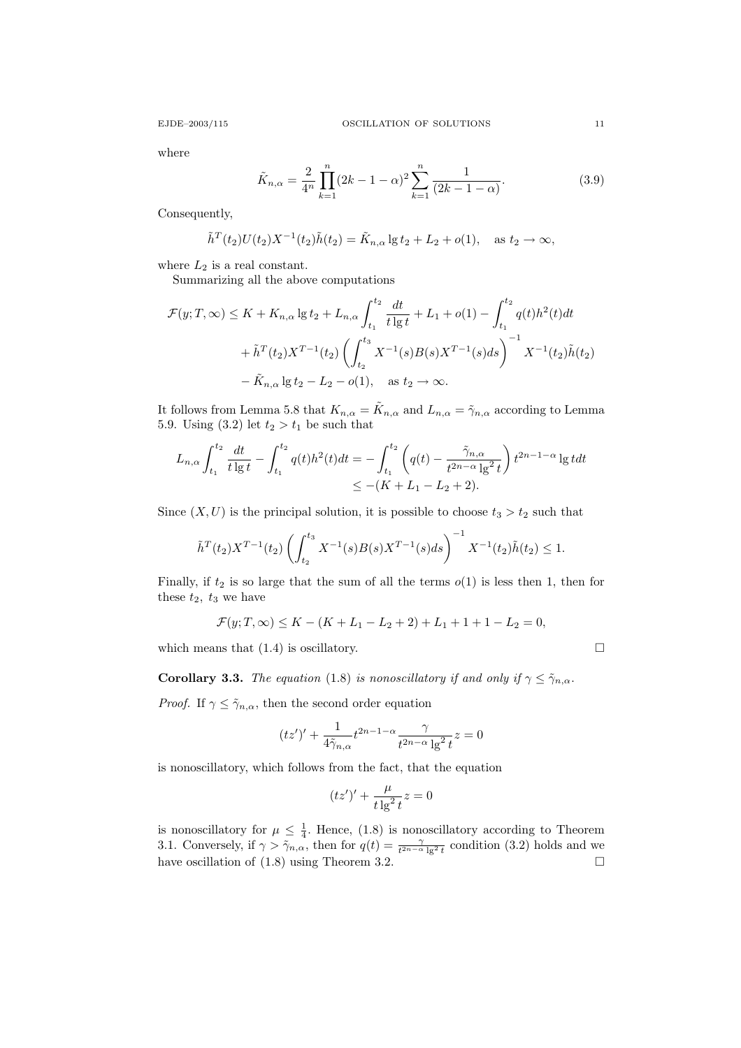where

$$\tilde{K}_{n,\alpha} = \frac{2}{4^n} \prod_{k=1}^{n} (2k-1-\alpha)^2 \sum_{k=1}^{n} \frac{1}{(2k-1-\alpha)}. \tag{3.9}$$

Consequently,

$$\tilde{h}^T(t_2) U(t_2) X^{-1}(t_2) \tilde{h}(t_2) = \tilde{K}_{n,\alpha} \lg t_2 + L_2 + o(1), \quad \text{as } t_2 \to \infty,$$

where $L_2$ is a real constant.

Summarizing all the above computations

$$\begin{aligned}
\mathcal{F}(y; T, \infty) \le\ & K + K_{n,\alpha} \lg t_2 + L_{n,\alpha} \int_{t_1}^{t_2} \frac{dt}{t \lg t} + L_1 + o(1) - \int_{t_1}^{t_2} q(t) h^2(t) dt \\
& + \tilde{h}^T(t_2) X^{T-1}(t_2) \left( \int_{t_2}^{t_3} X^{-1}(s) B(s) X^{T-1}(s) ds \right)^{-1} X^{-1}(t_2) \tilde{h}(t_2) \\
& - \tilde{K}_{n,\alpha} \lg t_2 - L_2 - o(1), \quad \text{as } t_2 \to \infty.
\end{aligned}$$

It follows from Lemma 5.8 that $K_{n,\alpha} = \tilde{K}_{n,\alpha}$ and $L_{n,\alpha} = \tilde{\gamma}_{n,\alpha}$ according to Lemma 5.9. Using (3.2) let $t_2 > t_1$ be such that

$$\begin{aligned}
L_{n,\alpha} \int_{t_1}^{t_2} \frac{dt}{t \lg t} - \int_{t_1}^{t_2} q(t) h^2(t) dt &= - \int_{t_1}^{t_2} \left( q(t) - \frac{\tilde{\gamma}_{n,\alpha}}{t^{2n-\alpha} \lg^2 t} \right) t^{2n-1-\alpha} \lg t dt \\
&\le -(K + L_1 - L_2 + 2).
\end{aligned}$$

Since $(X, U)$ is the principal solution, it is possible to choose $t_3 > t_2$ such that

$$\tilde{h}^T(t_2) X^{T-1}(t_2) \left( \int_{t_2}^{t_3} X^{-1}(s) B(s) X^{T-1}(s) ds \right)^{-1} X^{-1}(t_2) \tilde{h}(t_2) \le 1.$$

Finally, if $t_2$ is so large that the sum of all the terms $o(1)$ is less then 1, then for these $t_2$, $t_3$ we have

$$\mathcal{F}(y; T, \infty) \le K - (K + L_1 - L_2 + 2) + L_1 + 1 + 1 - L_2 = 0,$$

which means that (1.4) is oscillatory. □

**Corollary 3.3.** *The equation* (1.8) *is nonoscillatory if and only if* $\gamma \le \tilde{\gamma}_{n,\alpha}$.

*Proof.* If $\gamma \le \tilde{\gamma}_{n,\alpha}$, then the second order equation

$$(tz')' + \frac{1}{4\tilde{\gamma}_{n,\alpha}} t^{2n-1-\alpha} \frac{\gamma}{t^{2n-\alpha} \lg^2 t} z = 0$$

is nonoscillatory, which follows from the fact, that the equation

$$(tz')' + \frac{\mu}{t \lg^2 t} z = 0$$

is nonoscillatory for $\mu \le \frac{1}{4}$. Hence, (1.8) is nonoscillatory according to Theorem 3.1. Conversely, if $\gamma > \tilde{\gamma}_{n,\alpha}$, then for $q(t) = \frac{\gamma}{t^{2n-\alpha} \lg^2 t}$ condition (3.2) holds and we have oscillation of (1.8) using Theorem 3.2. □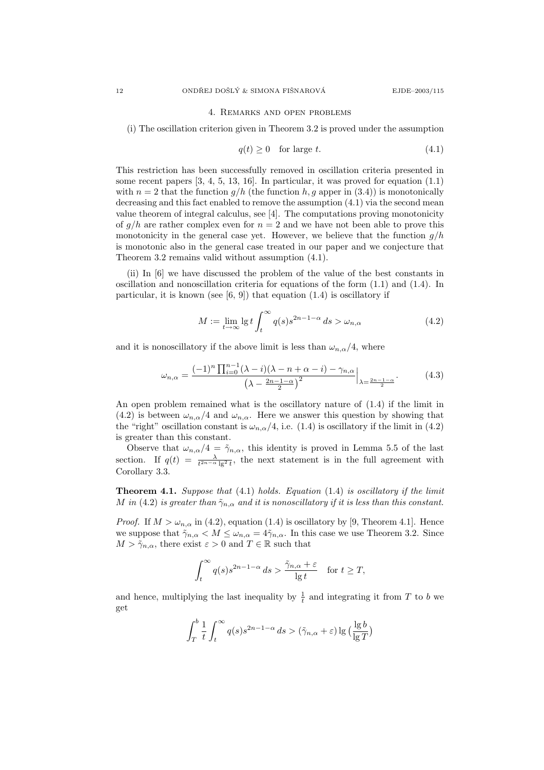## 4. Remarks and open problems

(i) The oscillation criterion given in Theorem 3.2 is proved under the assumption

$$q(t) \geq 0 \quad \text{for large } t. \tag{4.1}$$

This restriction has been successfully removed in oscillation criteria presented in some recent papers [3, 4, 5, 13, 16]. In particular, it was proved for equation (1.1) with $n = 2$ that the function $g/h$ (the function $h, g$ apper in (3.4)) is monotonically decreasing and this fact enabled to remove the assumption (4.1) via the second mean value theorem of integral calculus, see [4]. The computations proving monotonicity of $g/h$ are rather complex even for $n = 2$ and we have not been able to prove this monotonicity in the general case yet. However, we believe that the function $g/h$ is monotonic also in the general case treated in our paper and we conjecture that Theorem 3.2 remains valid without assumption (4.1).

(ii) In [6] we have discussed the problem of the value of the best constants in oscillation and nonoscillation criteria for equations of the form (1.1) and (1.4). In particular, it is known (see [6, 9]) that equation (1.4) is oscillatory if

$$M := \lim_{t\to\infty} \lg t \int_t^\infty q(s) s^{2n-1-\alpha}\, ds > \omega_{n,\alpha} \tag{4.2}$$

and it is nonoscillatory if the above limit is less than $\omega_{n,\alpha}/4$, where

$$\omega_{n,\alpha} = \frac{(-1)^n \prod_{i=0}^{n-1} (\lambda - i)(\lambda - n + \alpha - i) - \gamma_{n,\alpha}}{\left(\lambda - \frac{2n-1-\alpha}{2}\right)^2}\Big|_{\lambda = \frac{2n-1-\alpha}{2}}. \tag{4.3}$$

An open problem remained what is the oscillatory nature of (1.4) if the limit in (4.2) is between $\omega_{n,\alpha}/4$ and $\omega_{n,\alpha}$. Here we answer this question by showing that the "right" oscillation constant is $\omega_{n,\alpha}/4$, i.e. (1.4) is oscillatory if the limit in (4.2) is greater than this constant.

Observe that $\omega_{n,\alpha}/4 = \tilde{\gamma}_{n,\alpha}$, this identity is proved in Lemma 5.5 of the last section. If $q(t) = \frac{\lambda}{t^{2n-\alpha} \lg^2 t}$, the next statement is in the full agreement with Corollary 3.3.

**Theorem 4.1.** *Suppose that* (4.1) *holds. Equation* (1.4) *is oscillatory if the limit* $M$ *in* (4.2) *is greater than* $\tilde{\gamma}_{n,\alpha}$ *and it is nonoscillatory if it is less than this constant.*

*Proof.* If $M > \omega_{n,\alpha}$ in (4.2), equation (1.4) is oscillatory by [9, Theorem 4.1]. Hence we suppose that $\tilde{\gamma}_{n,\alpha} < M \leq \omega_{n,\alpha} = 4\tilde{\gamma}_{n,\alpha}$. In this case we use Theorem 3.2. Since $M > \tilde{\gamma}_{n,\alpha}$, there exist $\varepsilon > 0$ and $T \in \mathbb{R}$ such that

$$\int_t^\infty q(s) s^{2n-1-\alpha}\, ds > \frac{\tilde{\gamma}_{n,\alpha} + \varepsilon}{\lg t} \quad \text{for } t \geq T,$$

and hence, multiplying the last inequality by $\frac{1}{t}$ and integrating it from $T$ to $b$ we get

$$\int_T^b \frac{1}{t} \int_t^\infty q(s) s^{2n-1-\alpha}\, ds > (\tilde{\gamma}_{n,\alpha} + \varepsilon) \lg\left(\frac{\lg b}{\lg T}\right)$$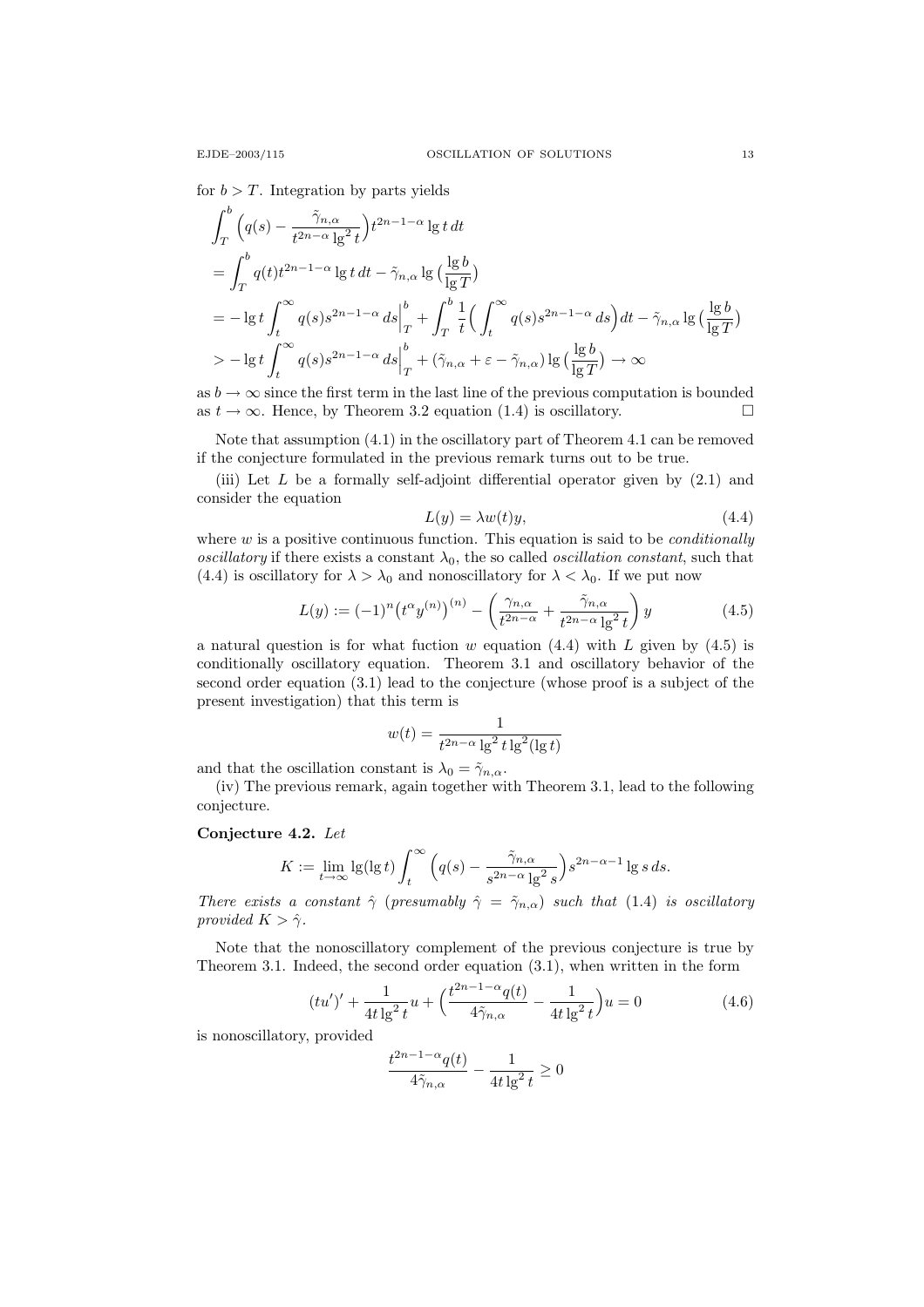for $b > T$. Integration by parts yields

$$
\begin{aligned}
&\int_T^b \Big(q(s) - \frac{\tilde{\gamma}_{n,\alpha}}{t^{2n-\alpha}\lg^2 t}\Big) t^{2n-1-\alpha} \lg t \, dt \\
&= \int_T^b q(t) t^{2n-1-\alpha} \lg t \, dt - \tilde{\gamma}_{n,\alpha} \lg\big(\frac{\lg b}{\lg T}\big) \\
&= -\lg t \int_t^\infty q(s) s^{2n-1-\alpha} \, ds \Big|_T^b + \int_T^b \frac{1}{t} \Big(\int_t^\infty q(s) s^{2n-1-\alpha} \, ds\Big) dt - \tilde{\gamma}_{n,\alpha} \lg\big(\frac{\lg b}{\lg T}\big) \\
&> -\lg t \int_t^\infty q(s) s^{2n-1-\alpha} \, ds \Big|_T^b + (\tilde{\gamma}_{n,\alpha} + \varepsilon - \tilde{\gamma}_{n,\alpha}) \lg\big(\frac{\lg b}{\lg T}\big) \to \infty
\end{aligned}
$$

as $b \to \infty$ since the first term in the last line of the previous computation is bounded as $t \to \infty$. Hence, by Theorem 3.2 equation (1.4) is oscillatory. $\square$

Note that assumption (4.1) in the oscillatory part of Theorem 4.1 can be removed if the conjecture formulated in the previous remark turns out to be true.

(iii) Let $L$ be a formally self-adjoint differential operator given by (2.1) and consider the equation

$$
L(y) = \lambda w(t) y, \tag{4.4}
$$

where $w$ is a positive continuous function. This equation is said to be *conditionally oscillatory* if there exists a constant $\lambda_0$, the so called *oscillation constant*, such that (4.4) is oscillatory for $\lambda > \lambda_0$ and nonoscillatory for $\lambda < \lambda_0$. If we put now

$$
L(y) := (-1)^n \big(t^\alpha y^{(n)}\big)^{(n)} - \left(\frac{\gamma_{n,\alpha}}{t^{2n-\alpha}} + \frac{\tilde{\gamma}_{n,\alpha}}{t^{2n-\alpha}\lg^2 t}\right) y \tag{4.5}
$$

a natural question is for what fuction $w$ equation (4.4) with $L$ given by (4.5) is conditionally oscillatory equation. Theorem 3.1 and oscillatory behavior of the second order equation (3.1) lead to the conjecture (whose proof is a subject of the present investigation) that this term is

$$
w(t) = \frac{1}{t^{2n-\alpha}\lg^2 t \lg^2(\lg t)}
$$

and that the oscillation constant is $\lambda_0 = \tilde{\gamma}_{n,\alpha}$.

(iv) The previous remark, again together with Theorem 3.1, lead to the following conjecture.

**Conjecture 4.2.** *Let*

$$
K := \lim_{t\to\infty} \lg(\lg t) \int_t^\infty \Big(q(s) - \frac{\tilde{\gamma}_{n,\alpha}}{s^{2n-\alpha}\lg^2 s}\Big) s^{2n-\alpha-1} \lg s \, ds.
$$

*There exists a constant $\hat{\gamma}$ (presumably $\hat{\gamma} = \tilde{\gamma}_{n,\alpha}$) such that (1.4) is oscillatory provided $K > \hat{\gamma}$.*

Note that the nonoscillatory complement of the previous conjecture is true by Theorem 3.1. Indeed, the second order equation (3.1), when written in the form

$$
(tu')' + \frac{1}{4t\lg^2 t} u + \Big(\frac{t^{2n-1-\alpha} q(t)}{4\tilde{\gamma}_{n,\alpha}} - \frac{1}{4t\lg^2 t}\Big) u = 0 \tag{4.6}
$$

is nonoscillatory, provided

$$
\frac{t^{2n-1-\alpha} q(t)}{4\tilde{\gamma}_{n,\alpha}} - \frac{1}{4t\lg^2 t} \geq 0
$$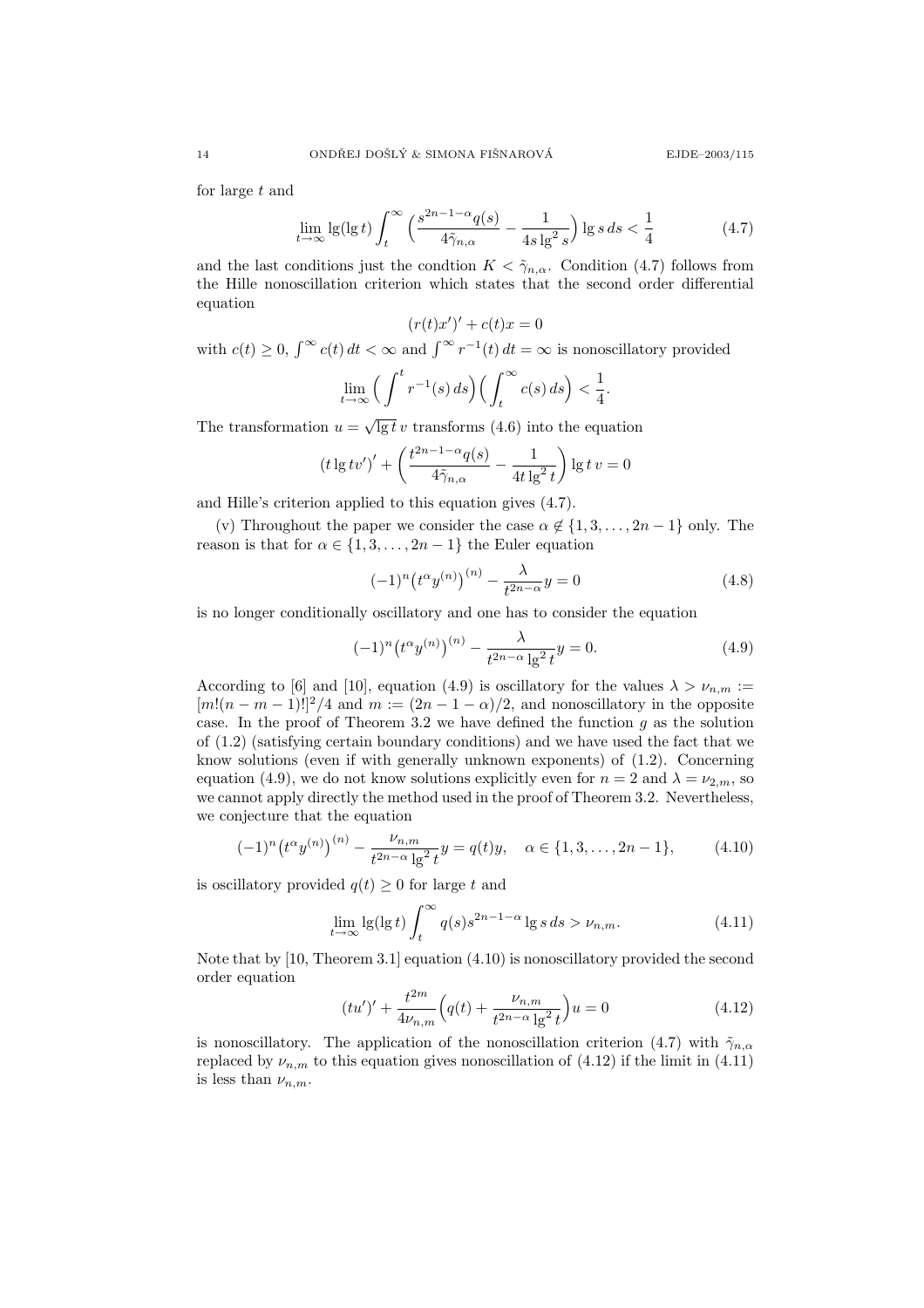for large $t$ and

$$\lim_{t\to\infty} \lg(\lg t) \int_t^\infty \Big(\frac{s^{2n-1-\alpha}q(s)}{4\tilde{\gamma}_{n,\alpha}} - \frac{1}{4s\lg^2 s}\Big) \lg s\, ds < \frac{1}{4} \tag{4.7}$$

and the last conditions just the condtion $K < \tilde{\gamma}_{n,\alpha}$. Condition (4.7) follows from the Hille nonoscillation criterion which states that the second order differential equation

$$(r(t)x')' + c(t)x = 0$$

with $c(t) \geq 0$, $\int^\infty c(t)\, dt < \infty$ and $\int^\infty r^{-1}(t)\, dt = \infty$ is nonoscillatory provided

$$\lim_{t\to\infty} \Big(\int^t r^{-1}(s)\, ds\Big)\Big(\int_t^\infty c(s)\, ds\Big) < \frac{1}{4}.$$

The transformation $u = \sqrt{\lg t}\, v$ transforms (4.6) into the equation

$$(t \lg t v')' + \left(\frac{t^{2n-1-\alpha}q(s)}{4\tilde{\gamma}_{n,\alpha}} - \frac{1}{4t\lg^2 t}\right) \lg t\, v = 0$$

and Hille's criterion applied to this equation gives (4.7).

(v) Throughout the paper we consider the case $\alpha \notin \{1, 3, \dots, 2n-1\}$ only. The reason is that for $\alpha \in \{1, 3, \dots, 2n-1\}$ the Euler equation

$$(-1)^n \big(t^\alpha y^{(n)}\big)^{(n)} - \frac{\lambda}{t^{2n-\alpha}} y = 0 \tag{4.8}$$

is no longer conditionally oscillatory and one has to consider the equation

$$(-1)^n \big(t^\alpha y^{(n)}\big)^{(n)} - \frac{\lambda}{t^{2n-\alpha}\lg^2 t} y = 0. \tag{4.9}$$

According to [6] and [10], equation (4.9) is oscillatory for the values $\lambda > \nu_{n,m} := [m!(n-m-1)!]^2/4$ and $m := (2n-1-\alpha)/2$, and nonoscillatory in the opposite case. In the proof of Theorem 3.2 we have defined the function $g$ as the solution of (1.2) (satisfying certain boundary conditions) and we have used the fact that we know solutions (even if with generally unknown exponents) of (1.2). Concerning equation (4.9), we do not know solutions explicitly even for $n = 2$ and $\lambda = \nu_{2,m}$, so we cannot apply directly the method used in the proof of Theorem 3.2. Nevertheless, we conjecture that the equation

$$(-1)^n \big(t^\alpha y^{(n)}\big)^{(n)} - \frac{\nu_{n,m}}{t^{2n-\alpha}\lg^2 t} y = q(t)y, \quad \alpha \in \{1, 3, \dots, 2n-1\}, \tag{4.10}$$

is oscillatory provided $q(t) \geq 0$ for large $t$ and

$$\lim_{t\to\infty} \lg(\lg t) \int_t^\infty q(s)s^{2n-1-\alpha} \lg s\, ds > \nu_{n,m}. \tag{4.11}$$

Note that by [10, Theorem 3.1] equation (4.10) is nonoscillatory provided the second order equation

$$(tu')' + \frac{t^{2m}}{4\nu_{n,m}}\Big(q(t) + \frac{\nu_{n,m}}{t^{2n-\alpha}\lg^2 t}\Big)u = 0 \tag{4.12}$$

is nonoscillatory. The application of the nonoscillation criterion (4.7) with $\tilde{\gamma}_{n,\alpha}$ replaced by $\nu_{n,m}$ to this equation gives nonoscillation of (4.12) if the limit in (4.11) is less than $\nu_{n,m}$.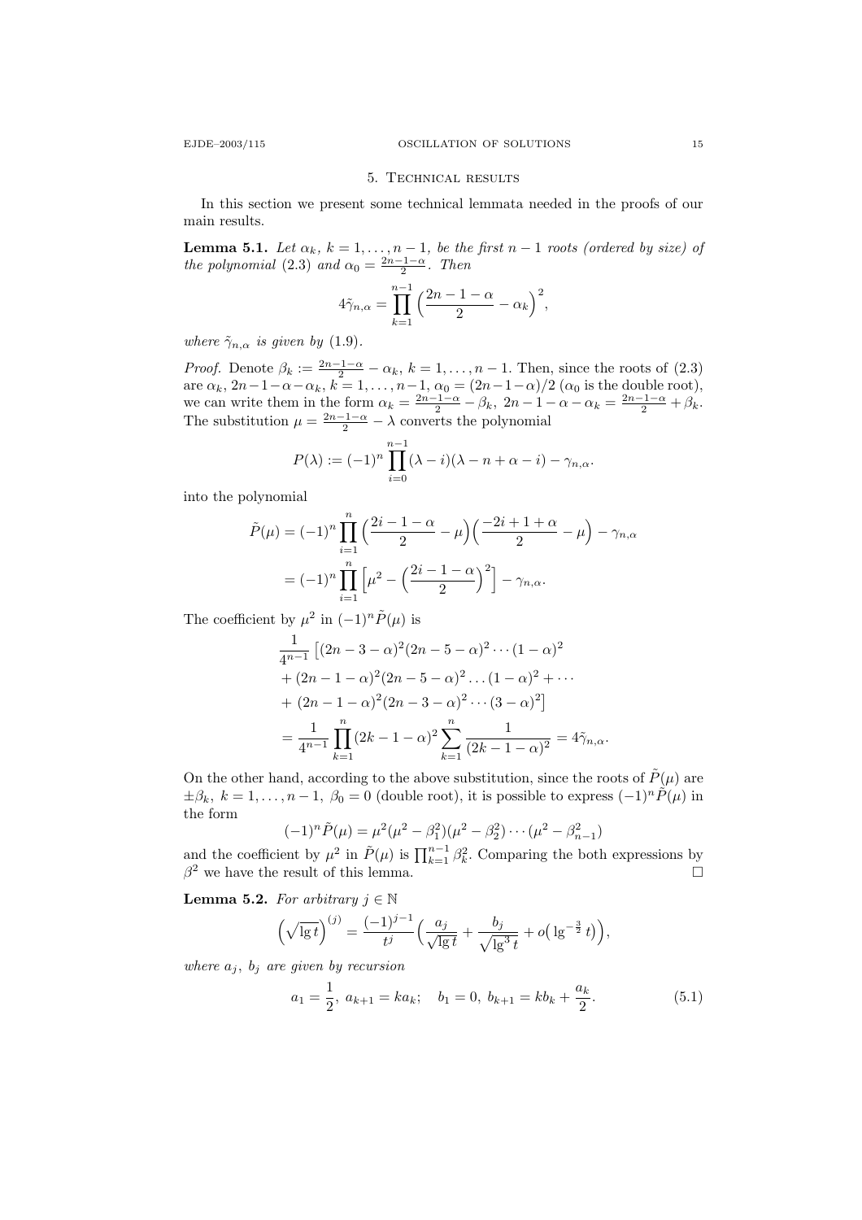## 5. Technical results

In this section we present some technical lemmata needed in the proofs of our main results.

**Lemma 5.1.** *Let $\alpha_k$, $k = 1, \dots, n-1$, be the first $n-1$ roots (ordered by size) of the polynomial* (2.3) *and $\alpha_0 = \frac{2n-1-\alpha}{2}$. Then*

$$4\tilde{\gamma}_{n,\alpha} = \prod_{k=1}^{n-1} \Big(\frac{2n-1-\alpha}{2} - \alpha_k\Big)^2,$$

*where $\tilde{\gamma}_{n,\alpha}$ is given by* (1.9).

*Proof.* Denote $\beta_k := \frac{2n-1-\alpha}{2} - \alpha_k$, $k = 1, \dots, n-1$. Then, since the roots of (2.3) are $\alpha_k$, $2n-1-\alpha-\alpha_k$, $k = 1, \dots, n-1$, $\alpha_0 = (2n-1-\alpha)/2$ ($\alpha_0$ is the double root), we can write them in the form $\alpha_k = \frac{2n-1-\alpha}{2} - \beta_k$, $2n-1-\alpha-\alpha_k = \frac{2n-1-\alpha}{2} + \beta_k$. The substitution $\mu = \frac{2n-1-\alpha}{2} - \lambda$ converts the polynomial

$$P(\lambda) := (-1)^n \prod_{i=0}^{n-1} (\lambda - i)(\lambda - n + \alpha - i) - \gamma_{n,\alpha}.$$

into the polynomial

$$\begin{aligned}
\tilde{P}(\mu) &= (-1)^n \prod_{i=1}^{n} \Big(\frac{2i-1-\alpha}{2} - \mu\Big)\Big(\frac{-2i+1+\alpha}{2} - \mu\Big) - \gamma_{n,\alpha} \\
&= (-1)^n \prod_{i=1}^{n} \Big[\mu^2 - \Big(\frac{2i-1-\alpha}{2}\Big)^2\Big] - \gamma_{n,\alpha}.
\end{aligned}$$

The coefficient by $\mu^2$ in $(-1)^n \tilde{P}(\mu)$ is

$$\begin{aligned}
&\frac{1}{4^{n-1}} \big[(2n-3-\alpha)^2(2n-5-\alpha)^2 \cdots (1-\alpha)^2 \\
&+ (2n-1-\alpha)^2(2n-5-\alpha)^2 \dots (1-\alpha)^2 + \cdots \\
&+ (2n-1-\alpha)^2(2n-3-\alpha)^2 \cdots (3-\alpha)^2\big] \\
&= \frac{1}{4^{n-1}} \prod_{k=1}^{n} (2k-1-\alpha)^2 \sum_{k=1}^{n} \frac{1}{(2k-1-\alpha)^2} = 4\tilde{\gamma}_{n,\alpha}.
\end{aligned}$$

On the other hand, according to the above substitution, since the roots of $\tilde{P}(\mu)$ are $\pm\beta_k$, $k = 1, \dots, n-1$, $\beta_0 = 0$ (double root), it is possible to express $(-1)^n \tilde{P}(\mu)$ in the form

$$(-1)^n \tilde{P}(\mu) = \mu^2(\mu^2 - \beta_1^2)(\mu^2 - \beta_2^2) \cdots (\mu^2 - \beta_{n-1}^2)$$

and the coefficient by $\mu^2$ in $\tilde{P}(\mu)$ is $\prod_{k=1}^{n-1} \beta_k^2$. Comparing the both expressions by $\beta^2$ we have the result of this lemma. $\square$

**Lemma 5.2.** *For arbitrary $j \in \mathbb{N}$*

$$\Big(\sqrt{\lg t}\Big)^{(j)} = \frac{(-1)^{j-1}}{t^j} \Big(\frac{a_j}{\sqrt{\lg t}} + \frac{b_j}{\sqrt{\lg^3 t}} + o\big(\lg^{-\frac{3}{2}} t\big)\Big),$$

*where $a_j$, $b_j$ are given by recursion*

$$a_1 = \frac{1}{2},\ a_{k+1} = k a_k; \quad b_1 = 0,\ b_{k+1} = k b_k + \frac{a_k}{2}. \tag{5.1}$$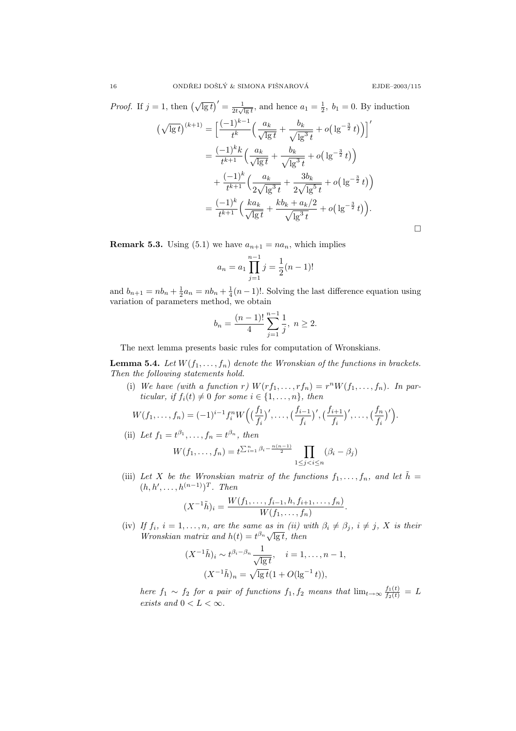*Proof.* If $j = 1$, then $\left(\sqrt{\lg t}\right)' = \frac{1}{2t\sqrt{\lg t}}$, and hence $a_1 = \frac{1}{2},\ b_1 = 0$. By induction

$$
\begin{aligned}
\left(\sqrt{\lg t}\right)^{(k+1)} &= \Big[\frac{(-1)^{k-1}}{t^k}\Big(\frac{a_k}{\sqrt{\lg t}} + \frac{b_k}{\sqrt{\lg^3 t}} + o\big(\lg^{-\frac{3}{2}} t\big)\Big)\Big]' \\
&= \frac{(-1)^k k}{t^{k+1}}\Big(\frac{a_k}{\sqrt{\lg t}} + \frac{b_k}{\sqrt{\lg^3 t}} + o\big(\lg^{-\frac{3}{2}} t\big)\Big) \\
&\quad + \frac{(-1)^k}{t^{k+1}}\Big(\frac{a_k}{2\sqrt{\lg^3 t}} + \frac{3b_k}{2\sqrt{\lg^5 t}} + o\big(\lg^{-\frac{3}{2}} t\big)\Big) \\
&= \frac{(-1)^k}{t^{k+1}}\Big(\frac{k a_k}{\sqrt{\lg t}} + \frac{k b_k + a_k/2}{\sqrt{\lg^3 t}} + o\big(\lg^{-\frac{3}{2}} t\big)\Big).
\end{aligned}
$$

□

**Remark 5.3.** Using (5.1) we have $a_{n+1} = n a_n$, which implies

$$
a_n = a_1 \prod_{j=1}^{n-1} j = \frac{1}{2}(n-1)!
$$

and $b_{n+1} = n b_n + \frac{1}{2} a_n = n b_n + \frac{1}{4}(n-1)!$. Solving the last difference equation using variation of parameters method, we obtain

$$
b_n = \frac{(n-1)!}{4} \sum_{j=1}^{n-1} \frac{1}{j},\ n \geq 2.
$$

The next lemma presents basic rules for computation of Wronskians.

**Lemma 5.4.** *Let $W(f_1, \dots, f_n)$ denote the Wronskian of the functions in brackets. Then the following statements hold.*

(i) *We have (with a function $r$) $W(rf_1, \dots, rf_n) = r^n W(f_1, \dots, f_n)$. In particular, if $f_i(t) \neq 0$ for some $i \in \{1, \dots, n\}$, then*

$$
W(f_1, \dots, f_n) = (-1)^{i-1} f_i^n W\Big(\big(\frac{f_1}{f_i}\big)', \dots, \big(\frac{f_{i-1}}{f_i}\big)', \big(\frac{f_{i+1}}{f_i}\big)', \dots, \big(\frac{f_n}{f_i}\big)'\Big).
$$

(ii) *Let $f_1 = t^{\beta_1}, \dots, f_n = t^{\beta_n}$, then*

$$
W(f_1, \dots, f_n) = t^{\sum_{i=1}^n \beta_i - \frac{n(n-1)}{2}} \prod_{1 \leq j < i \leq n} (\beta_i - \beta_j)
$$

(iii) *Let $X$ be the Wronskian matrix of the functions $f_1, \dots, f_n$, and let $\tilde{h} = (h, h', \dots, h^{(n-1)})^T$. Then*

$$
(X^{-1}\tilde{h})_i = \frac{W(f_1, \dots, f_{i-1}, h, f_{i+1}, \dots, f_n)}{W(f_1, \dots, f_n)}.
$$

(iv) *If $f_i$, $i = 1, \dots, n$, are the same as in (ii) with $\beta_i \neq \beta_j$, $i \neq j$, $X$ is their Wronskian matrix and $h(t) = t^{\beta_n}\sqrt{\lg t}$, then*

$$
\begin{gathered}
(X^{-1}\tilde{h})_i \sim t^{\beta_i - \beta_n} \frac{1}{\sqrt{\lg t}}, \quad i = 1, \dots, n-1, \\
(X^{-1}\tilde{h})_n = \sqrt{\lg t}(1 + O(\lg^{-1} t)),
\end{gathered}
$$

*here $f_1 \sim f_2$ for a pair of functions $f_1, f_2$ means that $\lim_{t \to \infty} \frac{f_1(t)}{f_2(t)} = L$ exists and $0 < L < \infty$.*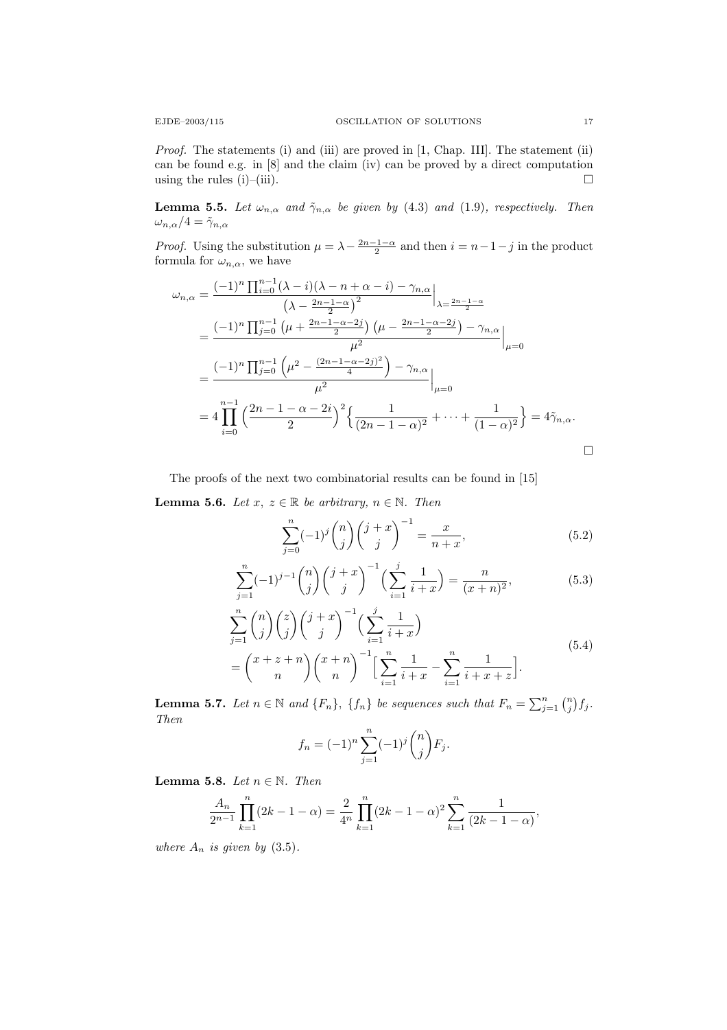*Proof.* The statements (i) and (iii) are proved in [1, Chap. III]. The statement (ii) can be found e.g. in [8] and the claim (iv) can be proved by a direct computation using the rules (i)–(iii). □

**Lemma 5.5.** *Let $\omega_{n,\alpha}$ and $\tilde{\gamma}_{n,\alpha}$ be given by* (4.3) *and* (1.9)*, respectively. Then* $\omega_{n,\alpha}/4 = \tilde{\gamma}_{n,\alpha}$

*Proof.* Using the substitution $\mu = \lambda - \frac{2n-1-\alpha}{2}$ and then $i = n-1-j$ in the product formula for $\omega_{n,\alpha}$, we have

$$
\begin{aligned}
\omega_{n,\alpha} &= \frac{(-1)^n \prod_{i=0}^{n-1} (\lambda - i)(\lambda - n + \alpha - i) - \gamma_{n,\alpha}}{\left(\lambda - \frac{2n-1-\alpha}{2}\right)^2}\Big|_{\lambda = \frac{2n-1-\alpha}{2}} \\
&= \frac{(-1)^n \prod_{j=0}^{n-1} \left(\mu + \frac{2n-1-\alpha-2j}{2}\right)\left(\mu - \frac{2n-1-\alpha-2j}{2}\right) - \gamma_{n,\alpha}}{\mu^2}\Big|_{\mu=0} \\
&= \frac{(-1)^n \prod_{j=0}^{n-1} \left(\mu^2 - \frac{(2n-1-\alpha-2j)^2}{4}\right) - \gamma_{n,\alpha}}{\mu^2}\Big|_{\mu=0} \\
&= 4 \prod_{i=0}^{n-1} \Big(\frac{2n-1-\alpha-2i}{2}\Big)^2 \Big\{\frac{1}{(2n-1-\alpha)^2} + \dots + \frac{1}{(1-\alpha)^2}\Big\} = 4\tilde{\gamma}_{n,\alpha}.
\end{aligned}
$$

□

The proofs of the next two combinatorial results can be found in [15]

**Lemma 5.6.** *Let $x,\ z \in \mathbb{R}$ be arbitrary, $n \in \mathbb{N}$. Then*

$$
\sum_{j=0}^{n} (-1)^j \binom{n}{j} \binom{j+x}{j}^{-1} = \frac{x}{n+x}, \tag{5.2}
$$

$$
\sum_{j=1}^{n} (-1)^{j-1} \binom{n}{j} \binom{j+x}{j}^{-1} \Big(\sum_{i=1}^{j} \frac{1}{i+x}\Big) = \frac{n}{(x+n)^2}, \tag{5.3}
$$

$$
\begin{aligned}
&\sum_{j=1}^{n} \binom{n}{j}\binom{z}{j}\binom{j+x}{j}^{-1}\Big(\sum_{i=1}^{j} \frac{1}{i+x}\Big) \\
&= \binom{x+z+n}{n}\binom{x+n}{n}^{-1}\Big[\sum_{i=1}^{n}\frac{1}{i+x} - \sum_{i=1}^{n}\frac{1}{i+x+z}\Big].
\end{aligned} \tag{5.4}
$$

**Lemma 5.7.** *Let $n \in \mathbb{N}$ and $\{F_n\}$, $\{f_n\}$ be sequences such that $F_n = \sum_{j=1}^{n}\binom{n}{j} f_j$. Then*

$$
f_n = (-1)^n \sum_{j=1}^{n} (-1)^j \binom{n}{j} F_j.
$$

**Lemma 5.8.** *Let $n \in \mathbb{N}$. Then*

$$
\frac{A_n}{2^{n-1}} \prod_{k=1}^{n} (2k-1-\alpha) = \frac{2}{4^n} \prod_{k=1}^{n} (2k-1-\alpha)^2 \sum_{k=1}^{n} \frac{1}{(2k-1-\alpha)},
$$

*where $A_n$ is given by* (3.5).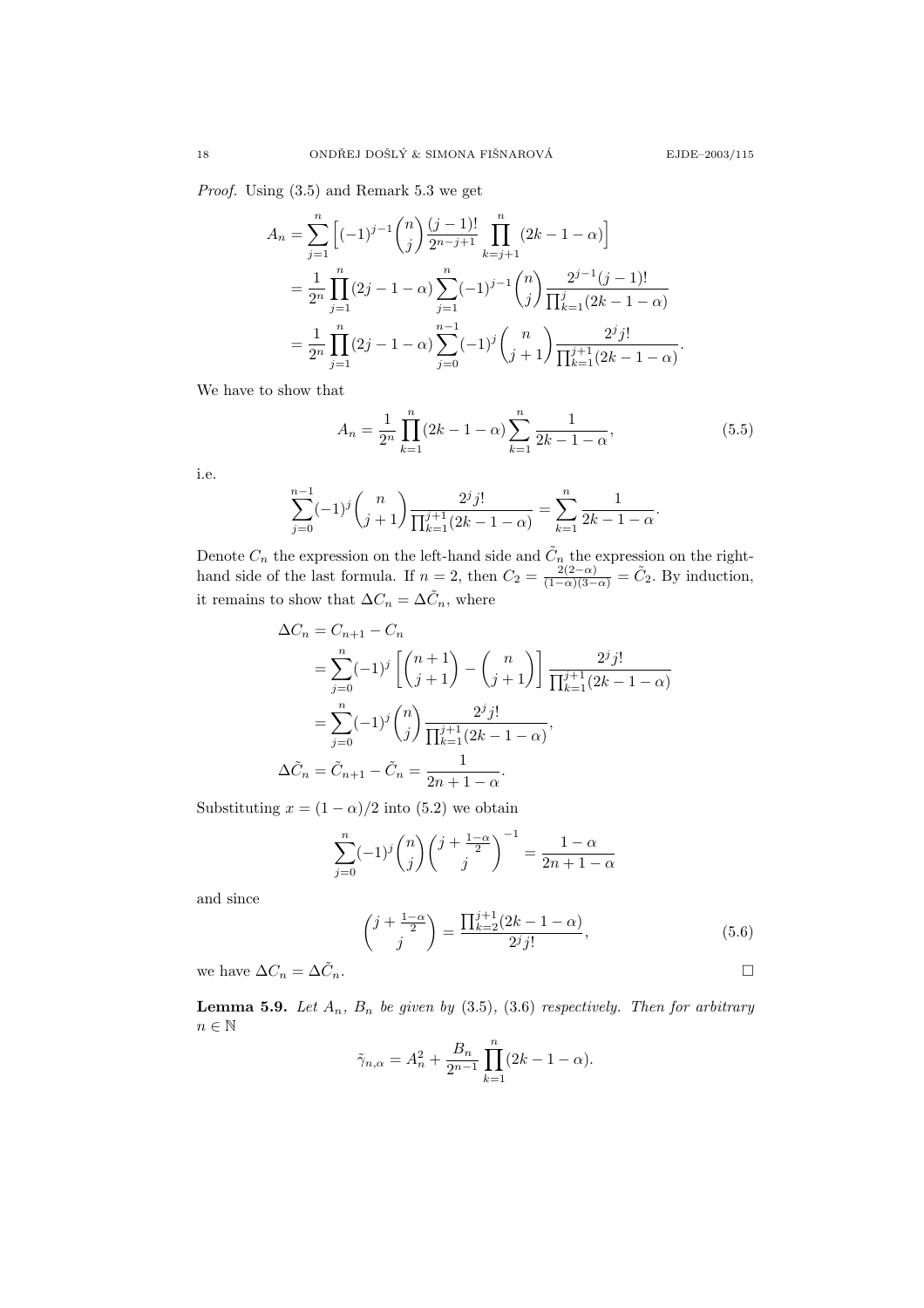*Proof.* Using (3.5) and Remark 5.3 we get

$$
\begin{aligned}
A_n &= \sum_{j=1}^{n} \Big[ (-1)^{j-1} \binom{n}{j} \frac{(j-1)!}{2^{n-j+1}} \prod_{k=j+1}^{n} (2k-1-\alpha) \Big] \\
&= \frac{1}{2^n} \prod_{j=1}^{n} (2j-1-\alpha) \sum_{j=1}^{n} (-1)^{j-1} \binom{n}{j} \frac{2^{j-1}(j-1)!}{\prod_{k=1}^{j}(2k-1-\alpha)} \\
&= \frac{1}{2^n} \prod_{j=1}^{n} (2j-1-\alpha) \sum_{j=0}^{n-1} (-1)^{j} \binom{n}{j+1} \frac{2^{j} j!}{\prod_{k=1}^{j+1}(2k-1-\alpha)}.
\end{aligned}
$$

We have to show that

$$
A_n = \frac{1}{2^n} \prod_{k=1}^{n} (2k-1-\alpha) \sum_{k=1}^{n} \frac{1}{2k-1-\alpha}, \tag{5.5}
$$

i.e.

$$
\sum_{j=0}^{n-1} (-1)^{j} \binom{n}{j+1} \frac{2^{j} j!}{\prod_{k=1}^{j+1}(2k-1-\alpha)} = \sum_{k=1}^{n} \frac{1}{2k-1-\alpha}.
$$

Denote $C_n$ the expression on the left-hand side and $\tilde{C}_n$ the expression on the right-hand side of the last formula. If $n=2$, then $C_2 = \frac{2(2-\alpha)}{(1-\alpha)(3-\alpha)} = \tilde{C}_2$. By induction, it remains to show that $\Delta C_n = \Delta \tilde{C}_n$, where

$$
\begin{aligned}
\Delta C_n &= C_{n+1} - C_n \\
&= \sum_{j=0}^{n} (-1)^j \left[ \binom{n+1}{j+1} - \binom{n}{j+1} \right] \frac{2^j j!}{\prod_{k=1}^{j+1}(2k-1-\alpha)} \\
&= \sum_{j=0}^{n} (-1)^j \binom{n}{j} \frac{2^j j!}{\prod_{k=1}^{j+1}(2k-1-\alpha)}, \\
\Delta \tilde{C}_n &= \tilde{C}_{n+1} - \tilde{C}_n = \frac{1}{2n+1-\alpha}.
\end{aligned}
$$

Substituting $x = (1-\alpha)/2$ into (5.2) we obtain

$$
\sum_{j=0}^{n} (-1)^j \binom{n}{j} \binom{j + \frac{1-\alpha}{2}}{j}^{-1} = \frac{1-\alpha}{2n+1-\alpha}
$$

and since

$$
\binom{j + \frac{1-\alpha}{2}}{j} = \frac{\prod_{k=2}^{j+1}(2k-1-\alpha)}{2^j j!}, \tag{5.6}
$$

we have $\Delta C_n = \Delta \tilde{C}_n$. $\square$

**Lemma 5.9.** *Let $A_n$, $B_n$ be given by* (3.5), (3.6) *respectively. Then for arbitrary $n \in \mathbb{N}$*

$$
\tilde{\gamma}_{n,\alpha} = A_n^2 + \frac{B_n}{2^{n-1}} \prod_{k=1}^{n} (2k-1-\alpha).
$$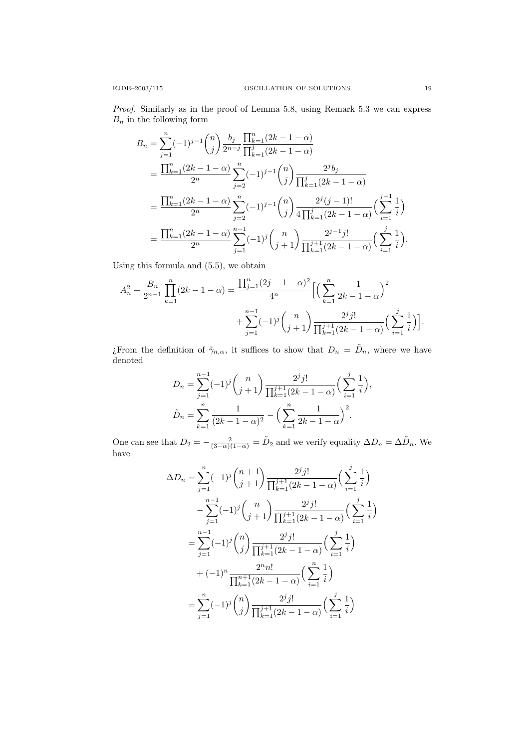*Proof.* Similarly as in the proof of Lemma 5.8, using Remark 5.3 we can express $B_n$ in the following form

$$
\begin{aligned}
B_n &= \sum_{j=1}^{n}(-1)^{j-1}\binom{n}{j}\frac{b_j}{2^{n-j}}\frac{\prod_{k=1}^{n}(2k-1-\alpha)}{\prod_{k=1}^{j}(2k-1-\alpha)} \\
&= \frac{\prod_{k=1}^{n}(2k-1-\alpha)}{2^n}\sum_{j=2}^{n}(-1)^{j-1}\binom{n}{j}\frac{2^j b_j}{\prod_{k=1}^{j}(2k-1-\alpha)} \\
&= \frac{\prod_{k=1}^{n}(2k-1-\alpha)}{2^n}\sum_{j=2}^{n}(-1)^{j-1}\binom{n}{j}\frac{2^j (j-1)!}{4\prod_{k=1}^{j}(2k-1-\alpha)}\Big(\sum_{i=1}^{j-1}\frac{1}{i}\Big) \\
&= \frac{\prod_{k=1}^{n}(2k-1-\alpha)}{2^n}\sum_{j=1}^{n-1}(-1)^{j}\binom{n}{j+1}\frac{2^{j-1} j!}{\prod_{k=1}^{j+1}(2k-1-\alpha)}\Big(\sum_{i=1}^{j}\frac{1}{i}\Big).
\end{aligned}
$$

Using this formula and (5.5), we obtain

$$
\begin{aligned}
A_n^2 + \frac{B_n}{2^{n-1}}\prod_{k=1}^{n}(2k-1-\alpha) = \frac{\prod_{j=1}^{n}(2j-1-\alpha)^2}{4^n}\Big[\Big(\sum_{k=1}^{n}\frac{1}{2k-1-\alpha}\Big)^2 \\
+ \sum_{j=1}^{n-1}(-1)^j\binom{n}{j+1}\frac{2^j j!}{\prod_{k=1}^{j+1}(2k-1-\alpha)}\Big(\sum_{i=1}^{j}\frac{1}{i}\Big)\Big].
\end{aligned}
$$

¿From the definition of $\tilde{\gamma}_{n,\alpha}$, it suffices to show that $D_n = \tilde{D}_n$, where we have denoted

$$
\begin{aligned}
D_n &= \sum_{j=1}^{n-1}(-1)^j\binom{n}{j+1}\frac{2^j j!}{\prod_{k=1}^{j+1}(2k-1-\alpha)}\Big(\sum_{i=1}^{j}\frac{1}{i}\Big), \\
\tilde{D}_n &= \sum_{k=1}^{n}\frac{1}{(2k-1-\alpha)^2} - \Big(\sum_{k=1}^{n}\frac{1}{2k-1-\alpha}\Big)^2.
\end{aligned}
$$

One can see that $D_2 = -\frac{2}{(3-\alpha)(1-\alpha)} = \tilde{D}_2$ and we verify equality $\Delta D_n = \Delta\tilde{D}_n$. We have

$$
\begin{aligned}
\Delta D_n &= \sum_{j=1}^{n}(-1)^j\binom{n+1}{j+1}\frac{2^j j!}{\prod_{k=1}^{j+1}(2k-1-\alpha)}\Big(\sum_{i=1}^{j}\frac{1}{i}\Big) \\
&\quad - \sum_{j=1}^{n-1}(-1)^j\binom{n}{j+1}\frac{2^j j!}{\prod_{k=1}^{j+1}(2k-1-\alpha)}\Big(\sum_{i=1}^{j}\frac{1}{i}\Big) \\
&= \sum_{j=1}^{n-1}(-1)^j\binom{n}{j}\frac{2^j j!}{\prod_{k=1}^{j+1}(2k-1-\alpha)}\Big(\sum_{i=1}^{j}\frac{1}{i}\Big) \\
&\quad + (-1)^n\frac{2^n n!}{\prod_{k=1}^{n+1}(2k-1-\alpha)}\Big(\sum_{i=1}^{n}\frac{1}{i}\Big) \\
&= \sum_{j=1}^{n}(-1)^j\binom{n}{j}\frac{2^j j!}{\prod_{k=1}^{j+1}(2k-1-\alpha)}\Big(\sum_{i=1}^{j}\frac{1}{i}\Big)
\end{aligned}
$$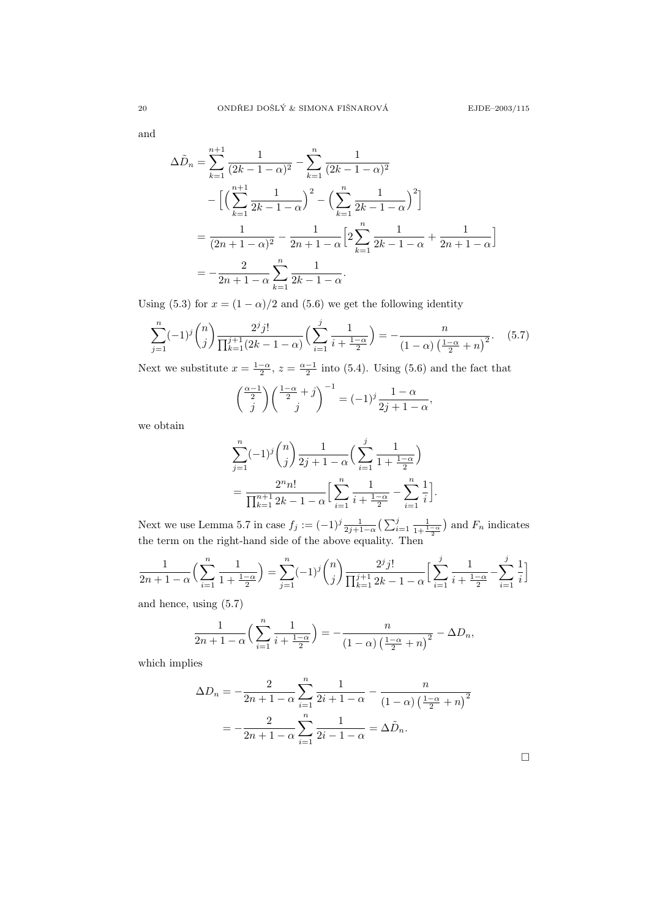and

$$
\begin{aligned}
\Delta\tilde{D}_n &= \sum_{k=1}^{n+1} \frac{1}{(2k-1-\alpha)^2} - \sum_{k=1}^{n} \frac{1}{(2k-1-\alpha)^2} \\
&\quad - \Big[ \Big( \sum_{k=1}^{n+1} \frac{1}{2k-1-\alpha} \Big)^2 - \Big( \sum_{k=1}^{n} \frac{1}{2k-1-\alpha} \Big)^2 \Big] \\
&= \frac{1}{(2n+1-\alpha)^2} - \frac{1}{2n+1-\alpha} \Big[ 2 \sum_{k=1}^{n} \frac{1}{2k-1-\alpha} + \frac{1}{2n+1-\alpha} \Big] \\
&= -\frac{2}{2n+1-\alpha} \sum_{k=1}^{n} \frac{1}{2k-1-\alpha}.
\end{aligned}
$$

Using (5.3) for $x = (1-\alpha)/2$ and (5.6) we get the following identity

$$
\sum_{j=1}^{n} (-1)^j \binom{n}{j} \frac{2^j j!}{\prod_{k=1}^{j+1} (2k-1-\alpha)} \Big( \sum_{i=1}^{j} \frac{1}{i + \frac{1-\alpha}{2}} \Big) = -\frac{n}{(1-\alpha)\left(\frac{1-\alpha}{2} + n\right)^2}. \quad (5.7)
$$

Next we substitute $x = \frac{1-\alpha}{2}$, $z = \frac{\alpha-1}{2}$ into (5.4). Using (5.6) and the fact that

$$
\binom{\frac{\alpha-1}{2}}{j} \binom{\frac{1-\alpha}{2} + j}{j}^{-1} = (-1)^j \frac{1-\alpha}{2j+1-\alpha},
$$

we obtain

$$
\begin{aligned}
&\sum_{j=1}^{n} (-1)^j \binom{n}{j} \frac{1}{2j+1-\alpha} \Big( \sum_{i=1}^{j} \frac{1}{1 + \frac{1-\alpha}{2}} \Big) \\
&= \frac{2^n n!}{\prod_{k=1}^{n+1} 2k-1-\alpha} \Big[ \sum_{i=1}^{n} \frac{1}{i + \frac{1-\alpha}{2}} - \sum_{i=1}^{n} \frac{1}{i} \Big].
\end{aligned}
$$

Next we use Lemma 5.7 in case $f_j := (-1)^j \frac{1}{2j+1-\alpha} \big( \sum_{i=1}^{j} \frac{1}{1+\frac{1-\alpha}{2}} \big)$ and $F_n$ indicates the term on the right-hand side of the above equality. Then

$$
\frac{1}{2n+1-\alpha} \Big( \sum_{i=1}^{n} \frac{1}{1 + \frac{1-\alpha}{2}} \Big) = \sum_{j=1}^{n} (-1)^j \binom{n}{j} \frac{2^j j!}{\prod_{k=1}^{j+1} 2k-1-\alpha} \Big[ \sum_{i=1}^{j} \frac{1}{i + \frac{1-\alpha}{2}} - \sum_{i=1}^{j} \frac{1}{i} \Big]
$$

and hence, using (5.7)

$$
\frac{1}{2n+1-\alpha} \Big( \sum_{i=1}^{n} \frac{1}{i + \frac{1-\alpha}{2}} \Big) = -\frac{n}{(1-\alpha)\left(\frac{1-\alpha}{2} + n\right)^2} - \Delta D_n,
$$

which implies

$$
\begin{aligned}
\Delta D_n &= -\frac{2}{2n+1-\alpha} \sum_{i=1}^{n} \frac{1}{2i+1-\alpha} - \frac{n}{(1-\alpha)\left(\frac{1-\alpha}{2} + n\right)^2} \\
&= -\frac{2}{2n+1-\alpha} \sum_{i=1}^{n} \frac{1}{2i-1-\alpha} = \Delta\tilde{D}_n.
\end{aligned}
$$

□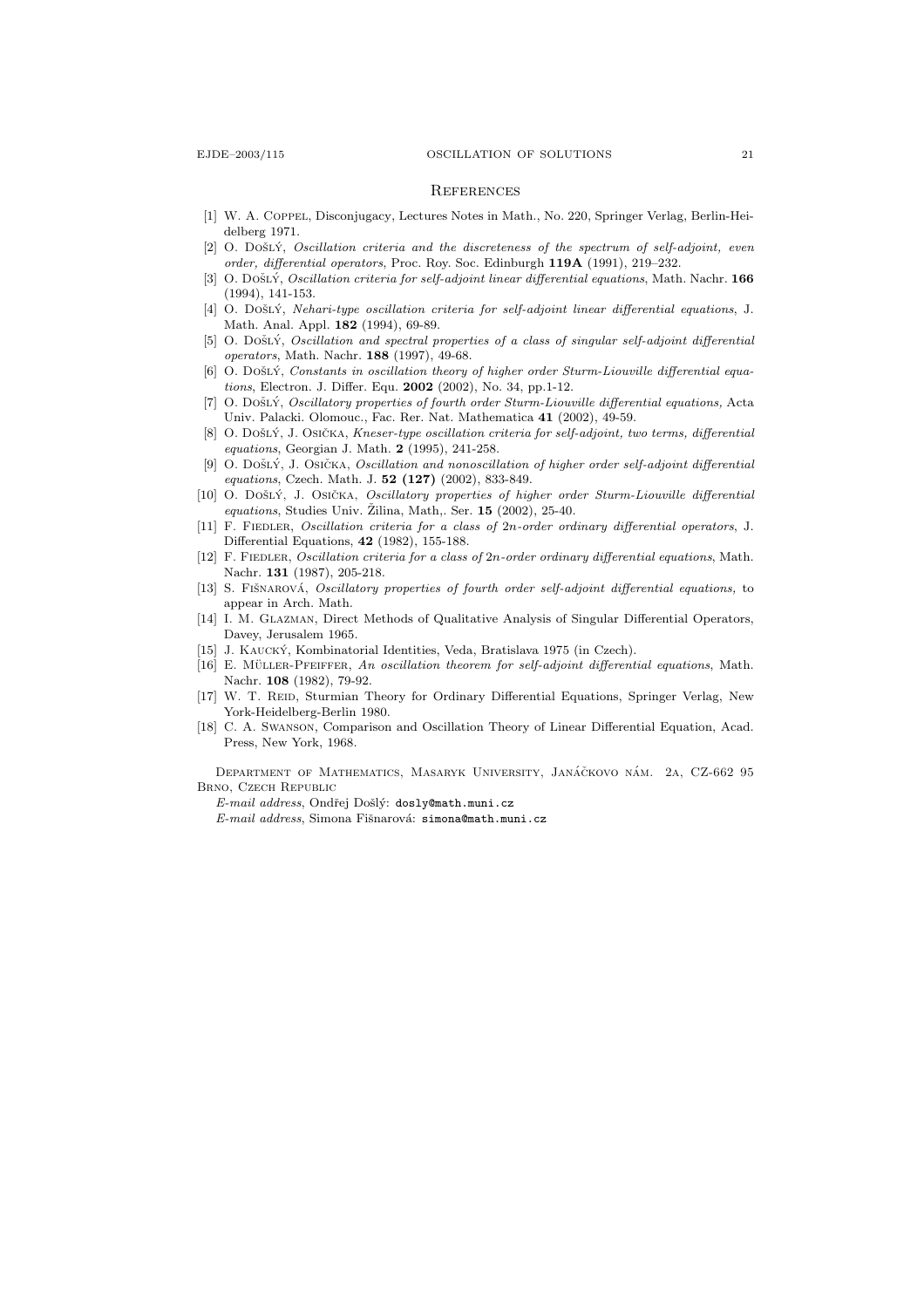## References

[1] W. A. Coppel, Disconjugacy, Lectures Notes in Math., No. 220, Springer Verlag, Berlin-Heidelberg 1971.

[2] O. Došlý, *Oscillation criteria and the discreteness of the spectrum of self-adjoint, even order, differential operators*, Proc. Roy. Soc. Edinburgh **119A** (1991), 219–232.

[3] O. Došlý, *Oscillation criteria for self-adjoint linear differential equations*, Math. Nachr. **166** (1994), 141-153.

[4] O. Došlý, *Nehari-type oscillation criteria for self-adjoint linear differential equations*, J. Math. Anal. Appl. **182** (1994), 69-89.

[5] O. Došlý, *Oscillation and spectral properties of a class of singular self-adjoint differential operators*, Math. Nachr. **188** (1997), 49-68.

[6] O. Došlý, *Constants in oscillation theory of higher order Sturm-Liouville differential equations*, Electron. J. Differ. Equ. **2002** (2002), No. 34, pp.1-12.

[7] O. Došlý, *Oscillatory properties of fourth order Sturm-Liouville differential equations,* Acta Univ. Palacki. Olomouc., Fac. Rer. Nat. Mathematica **41** (2002), 49-59.

[8] O. Došlý, J. Osička, *Kneser-type oscillation criteria for self-adjoint, two terms, differential equations*, Georgian J. Math. **2** (1995), 241-258.

[9] O. Došlý, J. Osička, *Oscillation and nonoscillation of higher order self-adjoint differential equations*, Czech. Math. J. **52 (127)** (2002), 833-849.

[10] O. Došlý, J. Osička, *Oscillatory properties of higher order Sturm-Liouville differential equations*, Studies Univ. Žilina, Math,. Ser. **15** (2002), 25-40.

[11] F. Fiedler, *Oscillation criteria for a class of 2n-order ordinary differential operators*, J. Differential Equations, **42** (1982), 155-188.

[12] F. Fiedler, *Oscillation criteria for a class of 2n-order ordinary differential equations*, Math. Nachr. **131** (1987), 205-218.

[13] S. Fišnarová, *Oscillatory properties of fourth order self-adjoint differential equations,* to appear in Arch. Math.

[14] I. M. Glazman, Direct Methods of Qualitative Analysis of Singular Differential Operators, Davey, Jerusalem 1965.

[15] J. Kaucký, Kombinatorial Identities, Veda, Bratislava 1975 (in Czech).

[16] E. Müller-Pfeiffer, *An oscillation theorem for self-adjoint differential equations*, Math. Nachr. **108** (1982), 79-92.

[17] W. T. Reid, Sturmian Theory for Ordinary Differential Equations, Springer Verlag, New York-Heidelberg-Berlin 1980.

[18] C. A. Swanson, Comparison and Oscillation Theory of Linear Differential Equation, Acad. Press, New York, 1968.

Department of Mathematics, Masaryk University, Janáčkovo nám. 2a, CZ-662 95 Brno, Czech Republic

*E-mail address*, Ondřej Došlý: `dosly@math.muni.cz`

*E-mail address*, Simona Fišnarová: `simona@math.muni.cz`